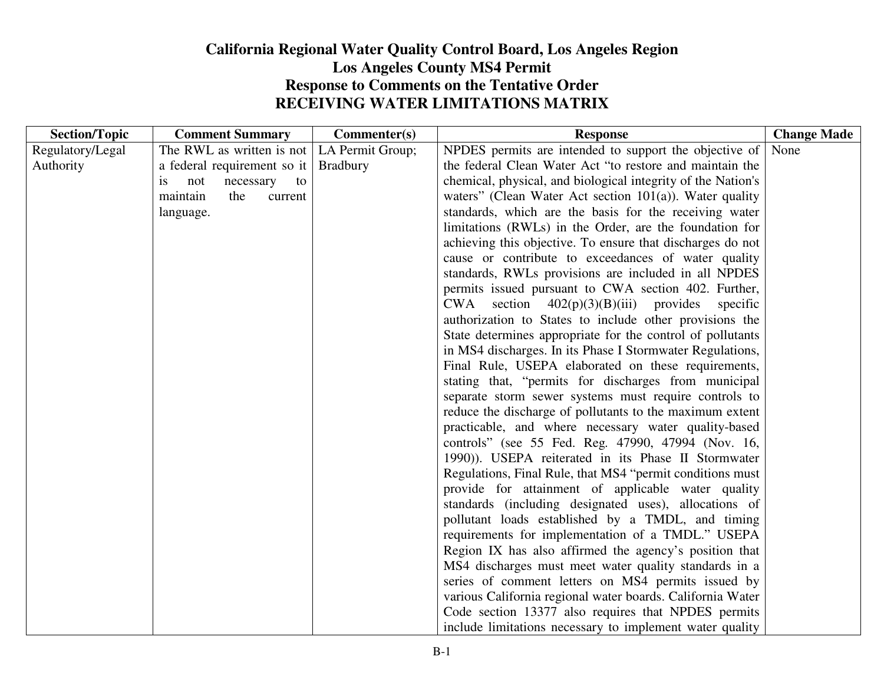# California Regional Water Quality Control Board, Los Angeles Region
# Los Angeles County MS4 Permit
# Response to Comments on the Tentative Order
# RECEIVING WATER LIMITATIONS MATRIX

| Section/Topic | Comment Summary | Commenter(s) | Response | Change Made |
|---|---|---|---|---|
| Regulatory/Legal Authority | The RWL as written is not a federal requirement so it is not necessary to maintain the current language. | LA Permit Group; Bradbury | NPDES permits are intended to support the objective of the federal Clean Water Act "to restore and maintain the chemical, physical, and biological integrity of the Nation's waters" (Clean Water Act section 101(a)). Water quality standards, which are the basis for the receiving water limitations (RWLs) in the Order, are the foundation for achieving this objective. To ensure that discharges do not cause or contribute to exceedances of water quality standards, RWLs provisions are included in all NPDES permits issued pursuant to CWA section 402. Further, CWA section 402(p)(3)(B)(iii) provides specific authorization to States to include other provisions the State determines appropriate for the control of pollutants in MS4 discharges. In its Phase I Stormwater Regulations, Final Rule, USEPA elaborated on these requirements, stating that, "permits for discharges from municipal separate storm sewer systems must require controls to reduce the discharge of pollutants to the maximum extent practicable, and where necessary water quality-based controls" (see 55 Fed. Reg. 47990, 47994 (Nov. 16, 1990)). USEPA reiterated in its Phase II Stormwater Regulations, Final Rule, that MS4 "permit conditions must provide for attainment of applicable water quality standards (including designated uses), allocations of pollutant loads established by a TMDL, and timing requirements for implementation of a TMDL." USEPA Region IX has also affirmed the agency's position that MS4 discharges must meet water quality standards in a series of comment letters on MS4 permits issued by various California regional water boards. California Water Code section 13377 also requires that NPDES permits include limitations necessary to implement water quality | None |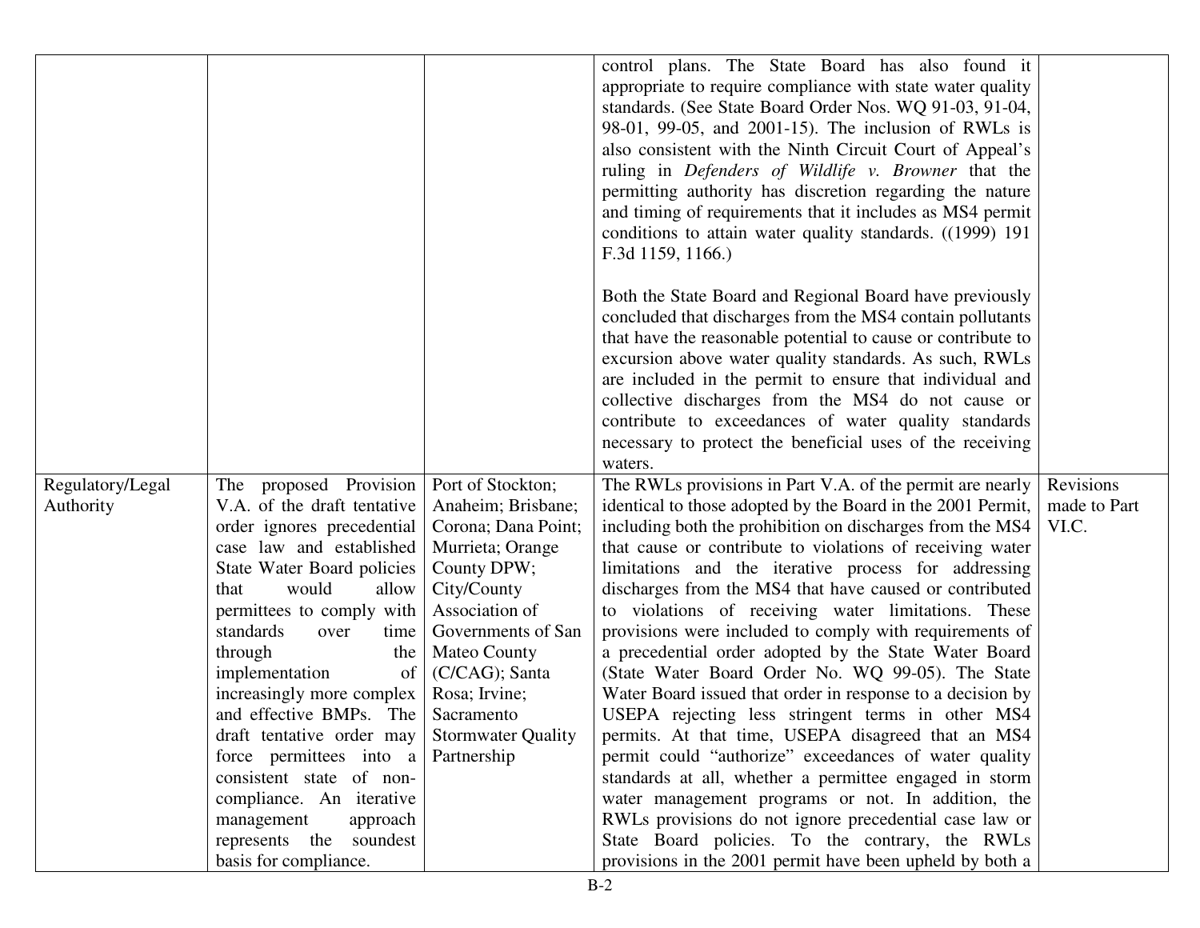| | | | | |
|---|---|---|---|---|
| | | | control plans. The State Board has also found it appropriate to require compliance with state water quality standards. (See State Board Order Nos. WQ 91-03, 91-04, 98-01, 99-05, and 2001-15). The inclusion of RWLs is also consistent with the Ninth Circuit Court of Appeal's ruling in *Defenders of Wildlife v. Browner* that the permitting authority has discretion regarding the nature and timing of requirements that it includes as MS4 permit conditions to attain water quality standards. ((1999) 191 F.3d 1159, 1166.)<br><br>Both the State Board and Regional Board have previously concluded that discharges from the MS4 contain pollutants that have the reasonable potential to cause or contribute to excursion above water quality standards. As such, RWLs are included in the permit to ensure that individual and collective discharges from the MS4 do not cause or contribute to exceedances of water quality standards necessary to protect the beneficial uses of the receiving waters. | |
| Regulatory/Legal Authority | The proposed Provision V.A. of the draft tentative order ignores precedential case law and established State Water Board policies that would allow permittees to comply with standards over time through the implementation of increasingly more complex and effective BMPs. The draft tentative order may force permittees into a consistent state of non-compliance. An iterative management approach represents the soundest basis for compliance. | Port of Stockton; Anaheim; Brisbane; Corona; Dana Point; Murrieta; Orange County DPW; City/County Association of Governments of San Mateo County (C/CAG); Santa Rosa; Irvine; Sacramento Stormwater Quality Partnership | The RWLs provisions in Part V.A. of the permit are nearly identical to those adopted by the Board in the 2001 Permit, including both the prohibition on discharges from the MS4 that cause or contribute to violations of receiving water limitations and the iterative process for addressing discharges from the MS4 that have caused or contributed to violations of receiving water limitations. These provisions were included to comply with requirements of a precedential order adopted by the State Water Board (State Water Board Order No. WQ 99-05). The State Water Board issued that order in response to a decision by USEPA rejecting less stringent terms in other MS4 permits. At that time, USEPA disagreed that an MS4 permit could "authorize" exceedances of water quality standards at all, whether a permittee engaged in storm water management programs or not. In addition, the RWLs provisions do not ignore precedential case law or State Board policies. To the contrary, the RWLs provisions in the 2001 permit have been upheld by both a | Revisions made to Part VI.C. |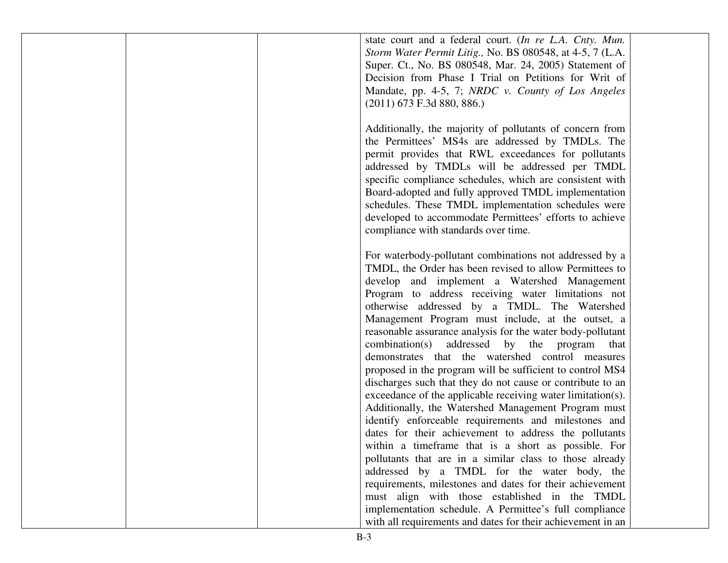| | | | state court and a federal court. (*In re L.A. Cnty. Mun. Storm Water Permit Litig.,* No. BS 080548, at 4-5, 7 (L.A. Super. Ct., No. BS 080548, Mar. 24, 2005) Statement of Decision from Phase I Trial on Petitions for Writ of Mandate, pp. 4-5, 7; *NRDC v. County of Los Angeles* (2011) 673 F.3d 880, 886.)<br><br>Additionally, the majority of pollutants of concern from the Permittees' MS4s are addressed by TMDLs. The permit provides that RWL exceedances for pollutants addressed by TMDLs will be addressed per TMDL specific compliance schedules, which are consistent with Board-adopted and fully approved TMDL implementation schedules. These TMDL implementation schedules were developed to accommodate Permittees' efforts to achieve compliance with standards over time.<br><br>For waterbody-pollutant combinations not addressed by a TMDL, the Order has been revised to allow Permittees to develop and implement a Watershed Management Program to address receiving water limitations not otherwise addressed by a TMDL. The Watershed Management Program must include, at the outset, a reasonable assurance analysis for the water body-pollutant combination(s) addressed by the program that demonstrates that the watershed control measures proposed in the program will be sufficient to control MS4 discharges such that they do not cause or contribute to an exceedance of the applicable receiving water limitation(s). Additionally, the Watershed Management Program must identify enforceable requirements and milestones and dates for their achievement to address the pollutants within a timeframe that is a short as possible. For pollutants that are in a similar class to those already addressed by a TMDL for the water body, the requirements, milestones and dates for their achievement must align with those established in the TMDL implementation schedule. A Permittee's full compliance with all requirements and dates for their achievement in an | |
|---|---|---|---|---|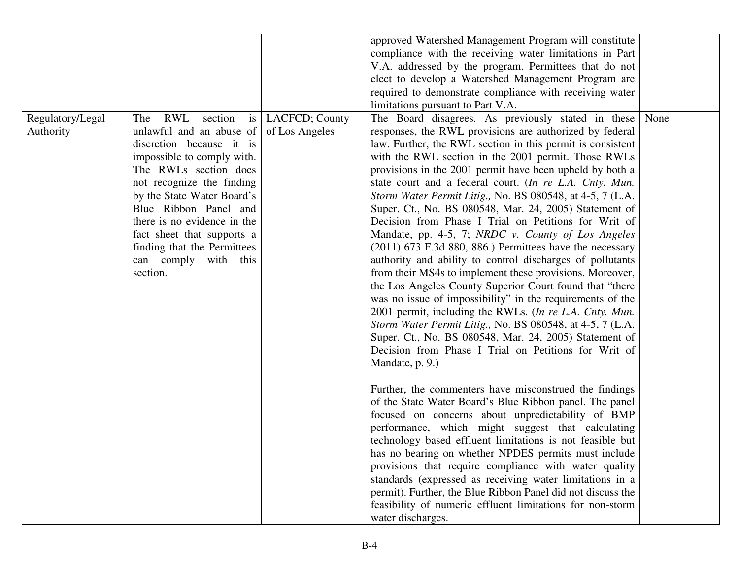| | | | | |
|---|---|---|---|---|
| | | | approved Watershed Management Program will constitute compliance with the receiving water limitations in Part V.A. addressed by the program. Permittees that do not elect to develop a Watershed Management Program are required to demonstrate compliance with receiving water limitations pursuant to Part V.A. | |
| Regulatory/Legal Authority | The RWL section is unlawful and an abuse of discretion because it is impossible to comply with. The RWLs section does not recognize the finding by the State Water Board's Blue Ribbon Panel and there is no evidence in the fact sheet that supports a finding that the Permittees can comply with this section. | LACFCD; County of Los Angeles | The Board disagrees. As previously stated in these responses, the RWL provisions are authorized by federal law. Further, the RWL section in this permit is consistent with the RWL section in the 2001 permit. Those RWLs provisions in the 2001 permit have been upheld by both a state court and a federal court. (*In re L.A. Cnty. Mun. Storm Water Permit Litig.,* No. BS 080548, at 4-5, 7 (L.A. Super. Ct., No. BS 080548, Mar. 24, 2005) Statement of Decision from Phase I Trial on Petitions for Writ of Mandate, pp. 4-5, 7; *NRDC v. County of Los Angeles* (2011) 673 F.3d 880, 886.) Permittees have the necessary authority and ability to control discharges of pollutants from their MS4s to implement these provisions. Moreover, the Los Angeles County Superior Court found that "there was no issue of impossibility" in the requirements of the 2001 permit, including the RWLs. (*In re L.A. Cnty. Mun. Storm Water Permit Litig.,* No. BS 080548, at 4-5, 7 (L.A. Super. Ct., No. BS 080548, Mar. 24, 2005) Statement of Decision from Phase I Trial on Petitions for Writ of Mandate, p. 9.)<br><br>Further, the commenters have misconstrued the findings of the State Water Board's Blue Ribbon panel. The panel focused on concerns about unpredictability of BMP performance, which might suggest that calculating technology based effluent limitations is not feasible but has no bearing on whether NPDES permits must include provisions that require compliance with water quality standards (expressed as receiving water limitations in a permit). Further, the Blue Ribbon Panel did not discuss the feasibility of numeric effluent limitations for non-storm water discharges. | None |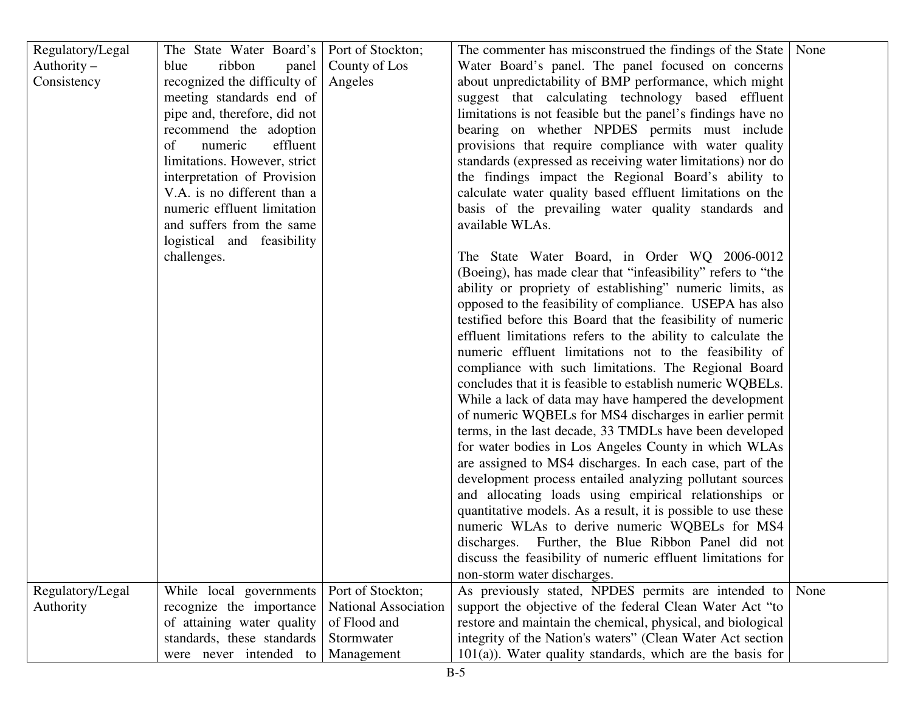| Regulatory/Legal Authority – Consistency | The State Water Board's blue ribbon panel recognized the difficulty of meeting standards end of pipe and, therefore, did not recommend the adoption of numeric effluent limitations. However, strict interpretation of Provision V.A. is no different than a numeric effluent limitation and suffers from the same logistical and feasibility challenges. | Port of Stockton; County of Los Angeles | The commenter has misconstrued the findings of the State Water Board's panel. The panel focused on concerns about unpredictability of BMP performance, which might suggest that calculating technology based effluent limitations is not feasible but the panel's findings have no bearing on whether NPDES permits must include provisions that require compliance with water quality standards (expressed as receiving water limitations) nor do the findings impact the Regional Board's ability to calculate water quality based effluent limitations on the basis of the prevailing water quality standards and available WLAs.<br><br>The State Water Board, in Order WQ 2006-0012 (Boeing), has made clear that "infeasibility" refers to "the ability or propriety of establishing" numeric limits, as opposed to the feasibility of compliance. USEPA has also testified before this Board that the feasibility of numeric effluent limitations refers to the ability to calculate the numeric effluent limitations not to the feasibility of compliance with such limitations. The Regional Board concludes that it is feasible to establish numeric WQBELs. While a lack of data may have hampered the development of numeric WQBELs for MS4 discharges in earlier permit terms, in the last decade, 33 TMDLs have been developed for water bodies in Los Angeles County in which WLAs are assigned to MS4 discharges. In each case, part of the development process entailed analyzing pollutant sources and allocating loads using empirical relationships or quantitative models. As a result, it is possible to use these numeric WLAs to derive numeric WQBELs for MS4 discharges. Further, the Blue Ribbon Panel did not discuss the feasibility of numeric effluent limitations for non-storm water discharges. | None |
|---|---|---|---|---|
| Regulatory/Legal Authority | While local governments recognize the importance of attaining water quality standards, these standards were never intended to | Port of Stockton; National Association of Flood and Stormwater Management | As previously stated, NPDES permits are intended to support the objective of the federal Clean Water Act "to restore and maintain the chemical, physical, and biological integrity of the Nation's waters" (Clean Water Act section 101(a)). Water quality standards, which are the basis for | None |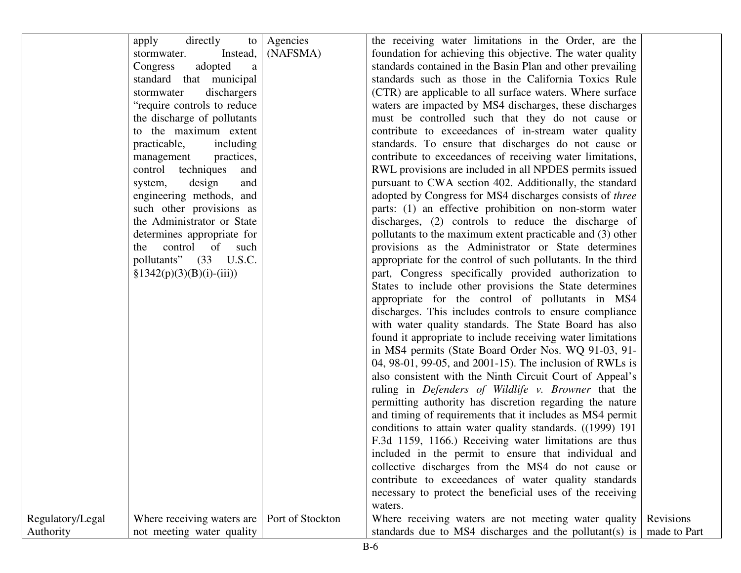| | | | | |
|---|---|---|---|---|
| | apply directly to stormwater. Instead, Congress adopted a standard that municipal stormwater dischargers "require controls to reduce the discharge of pollutants to the maximum extent practicable, including management practices, control techniques and system, design and engineering methods, and such other provisions as the Administrator or State determines appropriate for the control of such pollutants" (33 U.S.C. §1342(p)(3)(B)(i)-(iii)) | Agencies (NAFSMA) | the receiving water limitations in the Order, are the foundation for achieving this objective. The water quality standards contained in the Basin Plan and other prevailing standards such as those in the California Toxics Rule (CTR) are applicable to all surface waters. Where surface waters are impacted by MS4 discharges, these discharges must be controlled such that they do not cause or contribute to exceedances of in-stream water quality standards. To ensure that discharges do not cause or contribute to exceedances of receiving water limitations, RWL provisions are included in all NPDES permits issued pursuant to CWA section 402. Additionally, the standard adopted by Congress for MS4 discharges consists of *three* parts: (1) an effective prohibition on non-storm water discharges, (2) controls to reduce the discharge of pollutants to the maximum extent practicable and (3) other provisions as the Administrator or State determines appropriate for the control of such pollutants. In the third part, Congress specifically provided authorization to States to include other provisions the State determines appropriate for the control of pollutants in MS4 discharges. This includes controls to ensure compliance with water quality standards. The State Board has also found it appropriate to include receiving water limitations in MS4 permits (State Board Order Nos. WQ 91-03, 91-04, 98-01, 99-05, and 2001-15). The inclusion of RWLs is also consistent with the Ninth Circuit Court of Appeal's ruling in *Defenders of Wildlife v. Browner* that the permitting authority has discretion regarding the nature and timing of requirements that it includes as MS4 permit conditions to attain water quality standards. ((1999) 191 F.3d 1159, 1166.) Receiving water limitations are thus included in the permit to ensure that individual and collective discharges from the MS4 do not cause or contribute to exceedances of water quality standards necessary to protect the beneficial uses of the receiving waters. | |
| Regulatory/Legal Authority | Where receiving waters are not meeting water quality | Port of Stockton | Where receiving waters are not meeting water quality standards due to MS4 discharges and the pollutant(s) is | Revisions made to Part |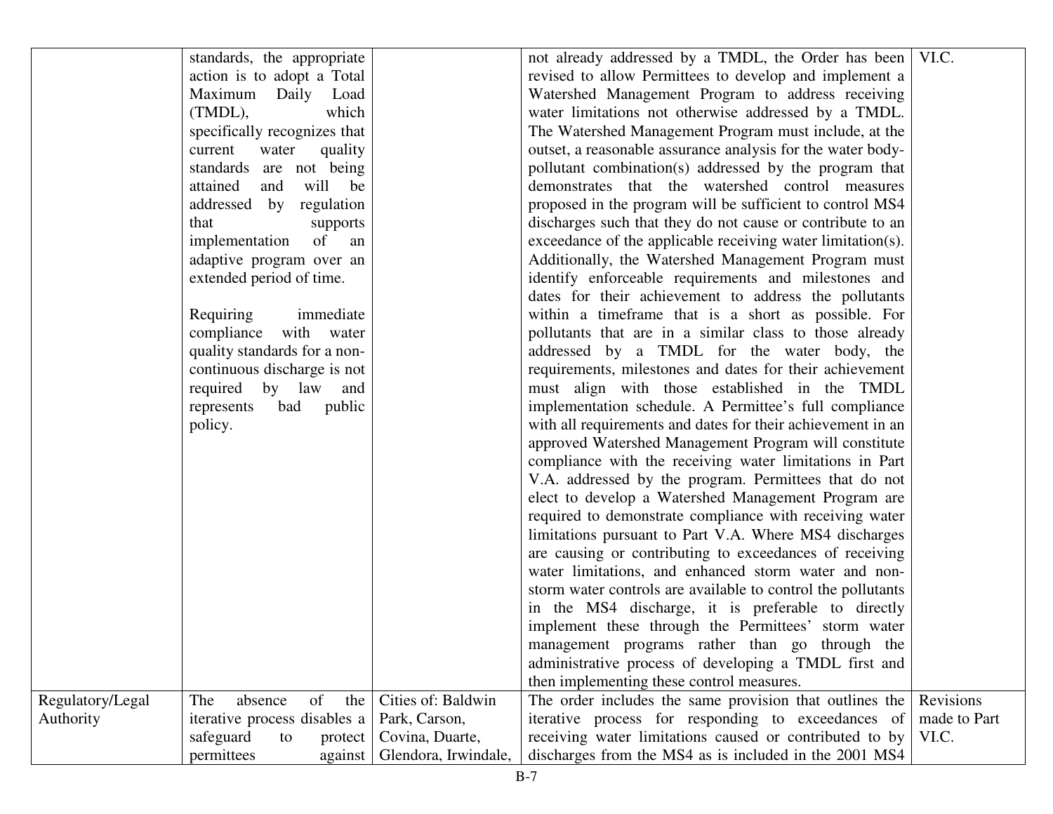| | | | | |
|---|---|---|---|---|
| | standards, the appropriate action is to adopt a Total Maximum Daily Load (TMDL), which specifically recognizes that current water quality standards are not being attained and will be addressed by regulation that supports implementation of an adaptive program over an extended period of time.<br><br>Requiring immediate compliance with water quality standards for a non-continuous discharge is not required by law and represents bad public policy. | | not already addressed by a TMDL, the Order has been revised to allow Permittees to develop and implement a Watershed Management Program to address receiving water limitations not otherwise addressed by a TMDL. The Watershed Management Program must include, at the outset, a reasonable assurance analysis for the water body-pollutant combination(s) addressed by the program that demonstrates that the watershed control measures proposed in the program will be sufficient to control MS4 discharges such that they do not cause or contribute to an exceedance of the applicable receiving water limitation(s). Additionally, the Watershed Management Program must identify enforceable requirements and milestones and dates for their achievement to address the pollutants within a timeframe that is a short as possible. For pollutants that are in a similar class to those already addressed by a TMDL for the water body, the requirements, milestones and dates for their achievement must align with those established in the TMDL implementation schedule. A Permittee's full compliance with all requirements and dates for their achievement in an approved Watershed Management Program will constitute compliance with the receiving water limitations in Part V.A. addressed by the program. Permittees that do not elect to develop a Watershed Management Program are required to demonstrate compliance with receiving water limitations pursuant to Part V.A. Where MS4 discharges are causing or contributing to exceedances of receiving water limitations, and enhanced storm water and non-storm water controls are available to control the pollutants in the MS4 discharge, it is preferable to directly implement these through the Permittees' storm water management programs rather than go through the administrative process of developing a TMDL first and then implementing these control measures. | VI.C. |
| Regulatory/Legal Authority | The absence of the iterative process disables a safeguard to protect permittees against | Cities of: Baldwin Park, Carson, Covina, Duarte, Glendora, Irwindale, | The order includes the same provision that outlines the iterative process for responding to exceedances of receiving water limitations caused or contributed to by discharges from the MS4 as is included in the 2001 MS4 | Revisions made to Part VI.C. |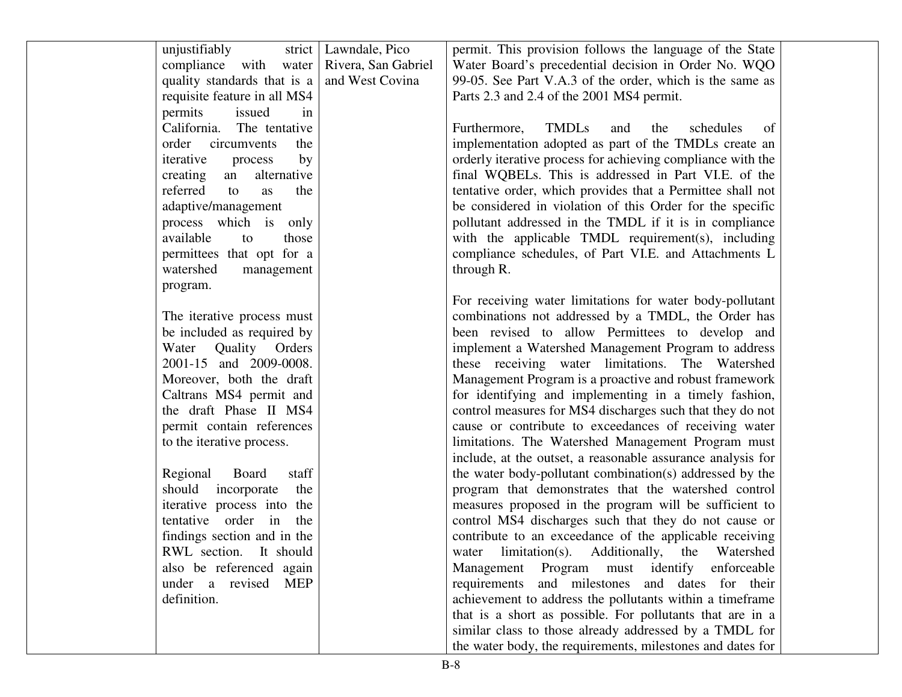| | | | | |
|---|---|---|---|---|
| | unjustifiably strict compliance with water quality standards that is a requisite feature in all MS4 permits issued in California. The tentative order circumvents the iterative process by creating an alternative referred to as the adaptive/management process which is only available to those permittees that opt for a watershed management program.<br><br>The iterative process must be included as required by Water Quality Orders 2001-15 and 2009-0008. Moreover, both the draft Caltrans MS4 permit and the draft Phase II MS4 permit contain references to the iterative process.<br><br>Regional Board staff should incorporate the iterative process into the tentative order in the findings section and in the RWL section. It should also be referenced again under a revised MEP definition. | Lawndale, Pico Rivera, San Gabriel and West Covina | permit. This provision follows the language of the State Water Board's precedential decision in Order No. WQO 99-05. See Part V.A.3 of the order, which is the same as Parts 2.3 and 2.4 of the 2001 MS4 permit.<br><br>Furthermore, TMDLs and the schedules of implementation adopted as part of the TMDLs create an orderly iterative process for achieving compliance with the final WQBELs. This is addressed in Part VI.E. of the tentative order, which provides that a Permittee shall not be considered in violation of this Order for the specific pollutant addressed in the TMDL if it is in compliance with the applicable TMDL requirement(s), including compliance schedules, of Part VI.E. and Attachments L through R.<br><br>For receiving water limitations for water body-pollutant combinations not addressed by a TMDL, the Order has been revised to allow Permittees to develop and implement a Watershed Management Program to address these receiving water limitations. The Watershed Management Program is a proactive and robust framework for identifying and implementing in a timely fashion, control measures for MS4 discharges such that they do not cause or contribute to exceedances of receiving water limitations. The Watershed Management Program must include, at the outset, a reasonable assurance analysis for the water body-pollutant combination(s) addressed by the program that demonstrates that the watershed control measures proposed in the program will be sufficient to control MS4 discharges such that they do not cause or contribute to an exceedance of the applicable receiving water limitation(s). Additionally, the Watershed Management Program must identify enforceable requirements and milestones and dates for their achievement to address the pollutants within a timeframe that is a short as possible. For pollutants that are in a similar class to those already addressed by a TMDL for the water body, the requirements, milestones and dates for | |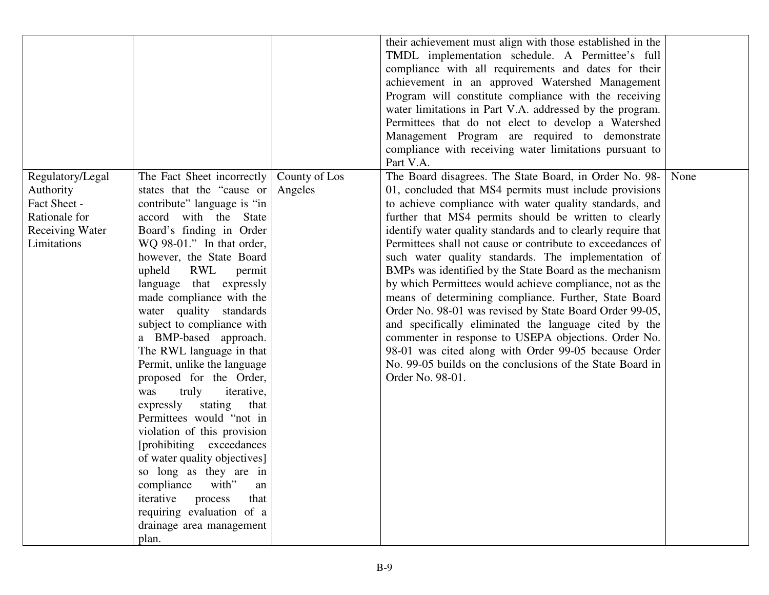| | | | | |
|---|---|---|---|---|
| | | | their achievement must align with those established in the TMDL implementation schedule. A Permittee's full compliance with all requirements and dates for their achievement in an approved Watershed Management Program will constitute compliance with the receiving water limitations in Part V.A. addressed by the program. Permittees that do not elect to develop a Watershed Management Program are required to demonstrate compliance with receiving water limitations pursuant to Part V.A. | |
| Regulatory/Legal Authority Fact Sheet - Rationale for Receiving Water Limitations | The Fact Sheet incorrectly states that the "cause or contribute" language is "in accord with the State Board's finding in Order WQ 98-01." In that order, however, the State Board upheld RWL permit language that expressly made compliance with the water quality standards subject to compliance with a BMP-based approach. The RWL language in that Permit, unlike the language proposed for the Order, was truly iterative, expressly stating that Permittees would "not in violation of this provision [prohibiting exceedances of water quality objectives] so long as they are in compliance with" an iterative process that requiring evaluation of a drainage area management plan. | County of Los Angeles | The Board disagrees. The State Board, in Order No. 98-01, concluded that MS4 permits must include provisions to achieve compliance with water quality standards, and further that MS4 permits should be written to clearly identify water quality standards and to clearly require that Permittees shall not cause or contribute to exceedances of such water quality standards. The implementation of BMPs was identified by the State Board as the mechanism by which Permittees would achieve compliance, not as the means of determining compliance. Further, State Board Order No. 98-01 was revised by State Board Order 99-05, and specifically eliminated the language cited by the commenter in response to USEPA objections. Order No. 98-01 was cited along with Order 99-05 because Order No. 99-05 builds on the conclusions of the State Board in Order No. 98-01. | None |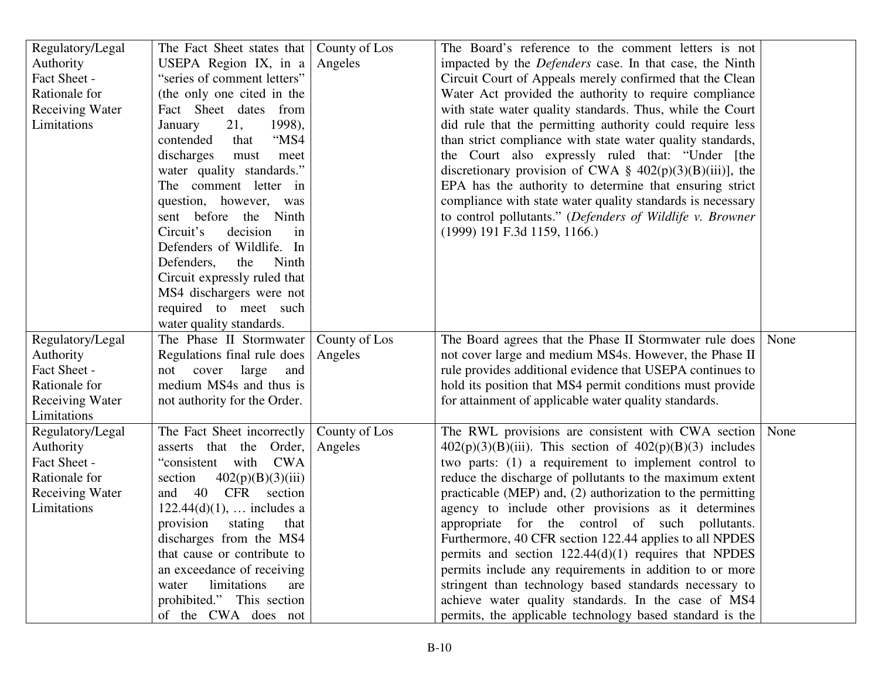| | | | | |
|---|---|---|---|---|
| Regulatory/Legal Authority Fact Sheet - Rationale for Receiving Water Limitations | The Fact Sheet states that USEPA Region IX, in a "series of comment letters" (the only one cited in the Fact Sheet dates from January 21, 1998), contended that "MS4 discharges must meet water quality standards." The comment letter in question, however, was sent before the Ninth Circuit's decision in Defenders of Wildlife. In Defenders, the Ninth Circuit expressly ruled that MS4 dischargers were not required to meet such water quality standards. | County of Los Angeles | The Board's reference to the comment letters is not impacted by the *Defenders* case. In that case, the Ninth Circuit Court of Appeals merely confirmed that the Clean Water Act provided the authority to require compliance with state water quality standards. Thus, while the Court did rule that the permitting authority could require less than strict compliance with state water quality standards, the Court also expressly ruled that: "Under [the discretionary provision of CWA § 402(p)(3)(B)(iii)], the EPA has the authority to determine that ensuring strict compliance with state water quality standards is necessary to control pollutants." (*Defenders of Wildlife v. Browner* (1999) 191 F.3d 1159, 1166.) | |
| Regulatory/Legal Authority Fact Sheet - Rationale for Receiving Water Limitations | The Phase II Stormwater Regulations final rule does not cover large and medium MS4s and thus is not authority for the Order. | County of Los Angeles | The Board agrees that the Phase II Stormwater rule does not cover large and medium MS4s. However, the Phase II rule provides additional evidence that USEPA continues to hold its position that MS4 permit conditions must provide for attainment of applicable water quality standards. | None |
| Regulatory/Legal Authority Fact Sheet - Rationale for Receiving Water Limitations | The Fact Sheet incorrectly asserts that the Order, "consistent with CWA section 402(p)(B)(3)(iii) and 40 CFR section 122.44(d)(1), … includes a provision stating that discharges from the MS4 that cause or contribute to an exceedance of receiving water limitations are prohibited." This section of the CWA does not | County of Los Angeles | The RWL provisions are consistent with CWA section 402(p)(3)(B)(iii). This section of 402(p)(B)(3) includes two parts: (1) a requirement to implement control to reduce the discharge of pollutants to the maximum extent practicable (MEP) and, (2) authorization to the permitting agency to include other provisions as it determines appropriate for the control of such pollutants. Furthermore, 40 CFR section 122.44 applies to all NPDES permits and section 122.44(d)(1) requires that NPDES permits include any requirements in addition to or more stringent than technology based standards necessary to achieve water quality standards. In the case of MS4 permits, the applicable technology based standard is the | None |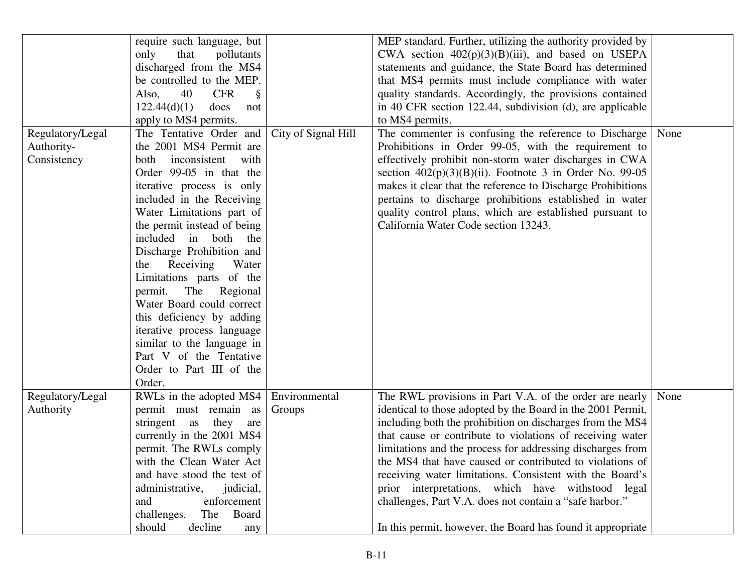| | | | | |
|---|---|---|---|---|
| | require such language, but only that pollutants discharged from the MS4 be controlled to the MEP. Also, 40 CFR § 122.44(d)(1) does not apply to MS4 permits. | | MEP standard. Further, utilizing the authority provided by CWA section 402(p)(3)(B)(iii), and based on USEPA statements and guidance, the State Board has determined that MS4 permits must include compliance with water quality standards. Accordingly, the provisions contained in 40 CFR section 122.44, subdivision (d), are applicable to MS4 permits. | |
| Regulatory/Legal Authority-Consistency | The Tentative Order and the 2001 MS4 Permit are both inconsistent with Order 99-05 in that the iterative process is only included in the Receiving Water Limitations part of the permit instead of being included in both the Discharge Prohibition and the Receiving Water Limitations parts of the permit. The Regional Water Board could correct this deficiency by adding iterative process language similar to the language in Part V of the Tentative Order to Part III of the Order. | City of Signal Hill | The commenter is confusing the reference to Discharge Prohibitions in Order 99-05, with the requirement to effectively prohibit non-storm water discharges in CWA section 402(p)(3)(B)(ii). Footnote 3 in Order No. 99-05 makes it clear that the reference to Discharge Prohibitions pertains to discharge prohibitions established in water quality control plans, which are established pursuant to California Water Code section 13243. | None |
| Regulatory/Legal Authority | RWLs in the adopted MS4 permit must remain as stringent as they are currently in the 2001 MS4 permit. The RWLs comply with the Clean Water Act and have stood the test of administrative, judicial, and enforcement challenges. The Board should decline any | Environmental Groups | The RWL provisions in Part V.A. of the order are nearly identical to those adopted by the Board in the 2001 Permit, including both the prohibition on discharges from the MS4 that cause or contribute to violations of receiving water limitations and the process for addressing discharges from the MS4 that have caused or contributed to violations of receiving water limitations. Consistent with the Board's prior interpretations, which have withstood legal challenges, Part V.A. does not contain a "safe harbor."<br><br>In this permit, however, the Board has found it appropriate | None |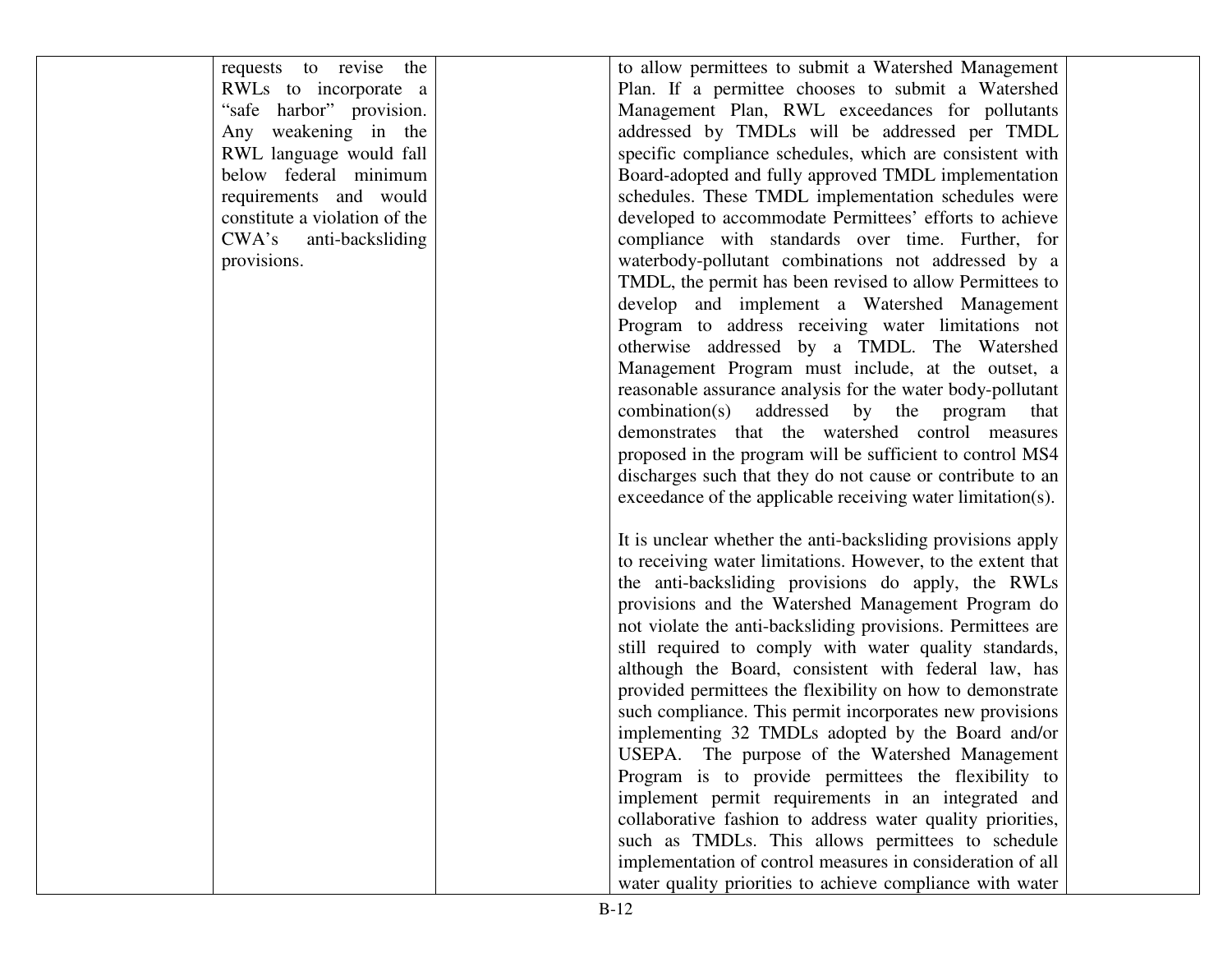| | | | | |
|---|---|---|---|---|
| | requests to revise the RWLs to incorporate a "safe harbor" provision. Any weakening in the RWL language would fall below federal minimum requirements and would constitute a violation of the CWA's anti-backsliding provisions. | | to allow permittees to submit a Watershed Management Plan. If a permittee chooses to submit a Watershed Management Plan, RWL exceedances for pollutants addressed by TMDLs will be addressed per TMDL specific compliance schedules, which are consistent with Board-adopted and fully approved TMDL implementation schedules. These TMDL implementation schedules were developed to accommodate Permittees' efforts to achieve compliance with standards over time. Further, for waterbody-pollutant combinations not addressed by a TMDL, the permit has been revised to allow Permittees to develop and implement a Watershed Management Program to address receiving water limitations not otherwise addressed by a TMDL. The Watershed Management Program must include, at the outset, a reasonable assurance analysis for the water body-pollutant combination(s) addressed by the program that demonstrates that the watershed control measures proposed in the program will be sufficient to control MS4 discharges such that they do not cause or contribute to an exceedance of the applicable receiving water limitation(s).<br><br>It is unclear whether the anti-backsliding provisions apply to receiving water limitations. However, to the extent that the anti-backsliding provisions do apply, the RWLs provisions and the Watershed Management Program do not violate the anti-backsliding provisions. Permittees are still required to comply with water quality standards, although the Board, consistent with federal law, has provided permittees the flexibility on how to demonstrate such compliance. This permit incorporates new provisions implementing 32 TMDLs adopted by the Board and/or USEPA. The purpose of the Watershed Management Program is to provide permittees the flexibility to implement permit requirements in an integrated and collaborative fashion to address water quality priorities, such as TMDLs. This allows permittees to schedule implementation of control measures in consideration of all water quality priorities to achieve compliance with water | |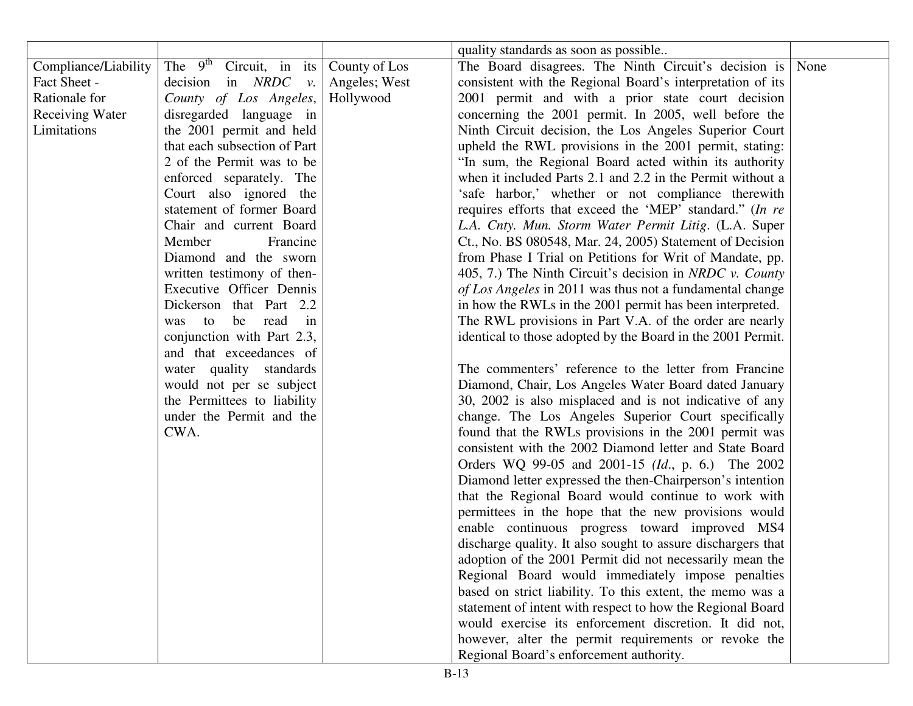| | | | quality standards as soon as possible.. | |
|---|---|---|---|---|
| Compliance/Liability Fact Sheet - Rationale for Receiving Water Limitations | The 9th Circuit, in its decision in *NRDC v. County of Los Angeles*, disregarded language in the 2001 permit and held that each subsection of Part 2 of the Permit was to be enforced separately. The Court also ignored the statement of former Board Chair and current Board Member Francine Diamond and the sworn written testimony of then-Executive Officer Dennis Dickerson that Part 2.2 was to be read in conjunction with Part 2.3, and that exceedances of water quality standards would not per se subject the Permittees to liability under the Permit and the CWA. | County of Los Angeles; West Hollywood | The Board disagrees. The Ninth Circuit's decision is consistent with the Regional Board's interpretation of its 2001 permit and with a prior state court decision concerning the 2001 permit. In 2005, well before the Ninth Circuit decision, the Los Angeles Superior Court upheld the RWL provisions in the 2001 permit, stating: "In sum, the Regional Board acted within its authority when it included Parts 2.1 and 2.2 in the Permit without a 'safe harbor,' whether or not compliance therewith requires efforts that exceed the 'MEP' standard." (*In re L.A. Cnty. Mun. Storm Water Permit Litig*. (L.A. Super Ct., No. BS 080548, Mar. 24, 2005) Statement of Decision from Phase I Trial on Petitions for Writ of Mandate, pp. 405, 7.) The Ninth Circuit's decision in *NRDC v. County of Los Angeles* in 2011 was thus not a fundamental change in how the RWLs in the 2001 permit has been interpreted. The RWL provisions in Part V.A. of the order are nearly identical to those adopted by the Board in the 2001 Permit.<br><br>The commenters' reference to the letter from Francine Diamond, Chair, Los Angeles Water Board dated January 30, 2002 is also misplaced and is not indicative of any change. The Los Angeles Superior Court specifically found that the RWLs provisions in the 2001 permit was consistent with the 2002 Diamond letter and State Board Orders WQ 99-05 and 2001-15 (*Id*., p. 6.) The 2002 Diamond letter expressed the then-Chairperson's intention that the Regional Board would continue to work with permittees in the hope that the new provisions would enable continuous progress toward improved MS4 discharge quality. It also sought to assure dischargers that adoption of the 2001 Permit did not necessarily mean the Regional Board would immediately impose penalties based on strict liability. To this extent, the memo was a statement of intent with respect to how the Regional Board would exercise its enforcement discretion. It did not, however, alter the permit requirements or revoke the Regional Board's enforcement authority. | None |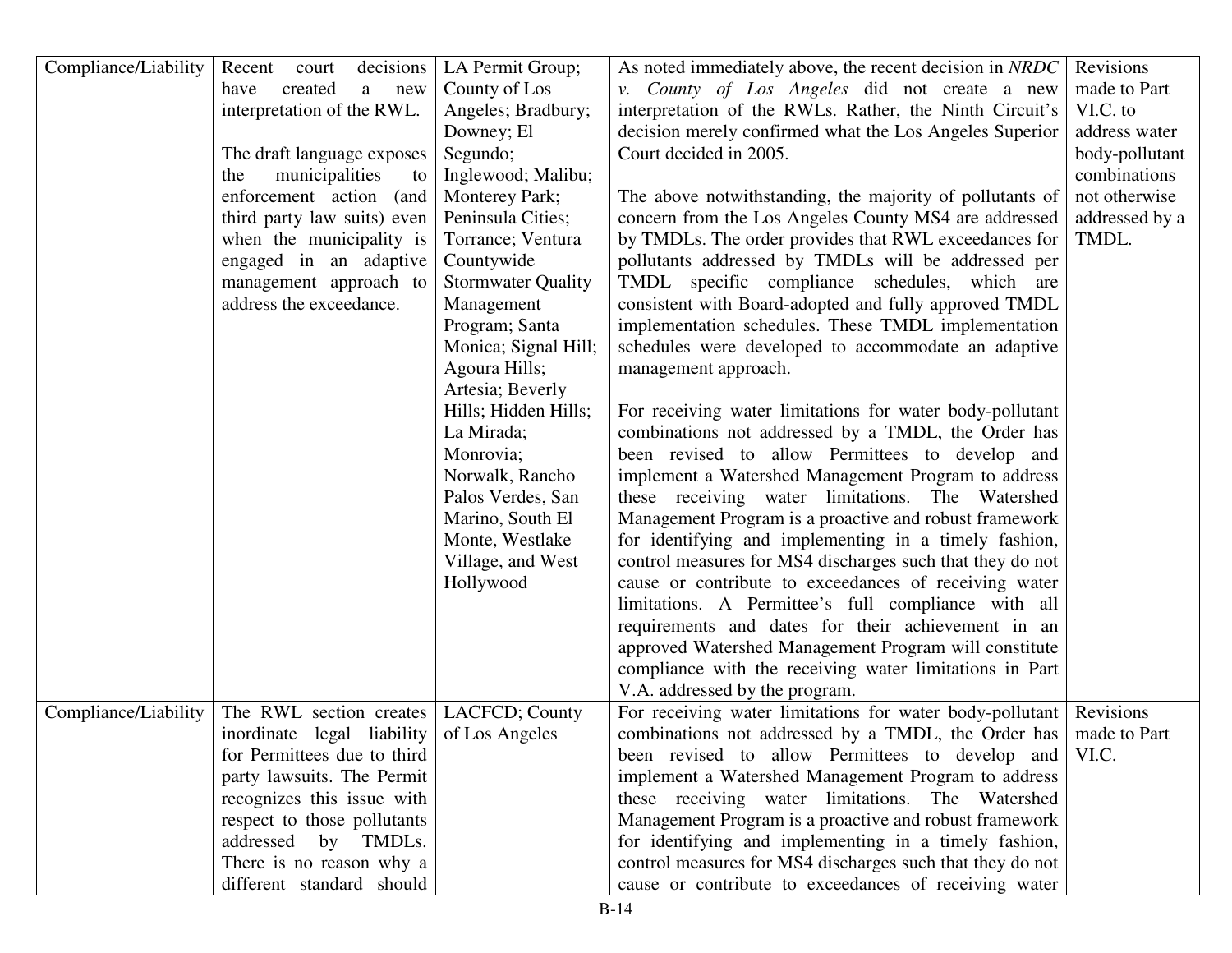| | | | | |
|---|---|---|---|---|
| Compliance/Liability | Recent court decisions have created a new interpretation of the RWL.<br><br>The draft language exposes the municipalities to enforcement action (and third party law suits) even when the municipality is engaged in an adaptive management approach to address the exceedance. | LA Permit Group; County of Los Angeles; Bradbury; Downey; El Segundo; Inglewood; Malibu; Monterey Park; Peninsula Cities; Torrance; Ventura Countywide Stormwater Quality Management Program; Santa Monica; Signal Hill; Agoura Hills; Artesia; Beverly Hills; Hidden Hills; La Mirada; Monrovia; Norwalk, Rancho Palos Verdes, San Marino, South El Monte, Westlake Village, and West Hollywood | As noted immediately above, the recent decision in *NRDC v. County of Los Angeles* did not create a new interpretation of the RWLs. Rather, the Ninth Circuit's decision merely confirmed what the Los Angeles Superior Court decided in 2005.<br><br>The above notwithstanding, the majority of pollutants of concern from the Los Angeles County MS4 are addressed by TMDLs. The order provides that RWL exceedances for pollutants addressed by TMDLs will be addressed per TMDL specific compliance schedules, which are consistent with Board-adopted and fully approved TMDL implementation schedules. These TMDL implementation schedules were developed to accommodate an adaptive management approach.<br><br>For receiving water limitations for water body-pollutant combinations not addressed by a TMDL, the Order has been revised to allow Permittees to develop and implement a Watershed Management Program to address these receiving water limitations. The Watershed Management Program is a proactive and robust framework for identifying and implementing in a timely fashion, control measures for MS4 discharges such that they do not cause or contribute to exceedances of receiving water limitations. A Permittee's full compliance with all requirements and dates for their achievement in an approved Watershed Management Program will constitute compliance with the receiving water limitations in Part V.A. addressed by the program. | Revisions made to Part VI.C. to address water body-pollutant combinations not otherwise addressed by a TMDL. |
| Compliance/Liability | The RWL section creates inordinate legal liability for Permittees due to third party lawsuits. The Permit recognizes this issue with respect to those pollutants addressed by TMDLs. There is no reason why a different standard should | LACFCD; County of Los Angeles | For receiving water limitations for water body-pollutant combinations not addressed by a TMDL, the Order has been revised to allow Permittees to develop and implement a Watershed Management Program to address these receiving water limitations. The Watershed Management Program is a proactive and robust framework for identifying and implementing in a timely fashion, control measures for MS4 discharges such that they do not cause or contribute to exceedances of receiving water | Revisions made to Part VI.C. |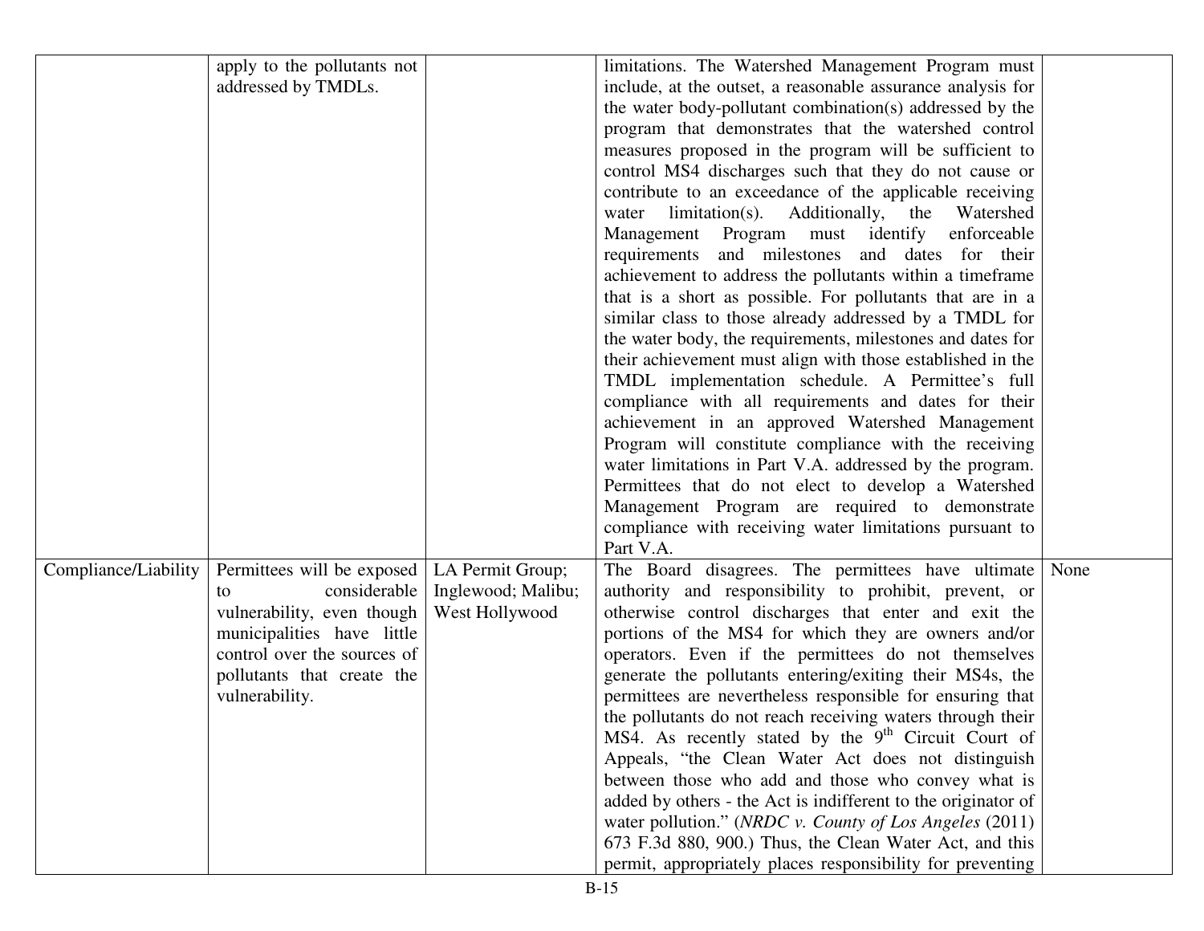| | | | | |
|---|---|---|---|---|
| | apply to the pollutants not addressed by TMDLs. | | limitations. The Watershed Management Program must include, at the outset, a reasonable assurance analysis for the water body-pollutant combination(s) addressed by the program that demonstrates that the watershed control measures proposed in the program will be sufficient to control MS4 discharges such that they do not cause or contribute to an exceedance of the applicable receiving water limitation(s). Additionally, the Watershed Management Program must identify enforceable requirements and milestones and dates for their achievement to address the pollutants within a timeframe that is a short as possible. For pollutants that are in a similar class to those already addressed by a TMDL for the water body, the requirements, milestones and dates for their achievement must align with those established in the TMDL implementation schedule. A Permittee's full compliance with all requirements and dates for their achievement in an approved Watershed Management Program will constitute compliance with the receiving water limitations in Part V.A. addressed by the program. Permittees that do not elect to develop a Watershed Management Program are required to demonstrate compliance with receiving water limitations pursuant to Part V.A. | |
| Compliance/Liability | Permittees will be exposed to considerable vulnerability, even though municipalities have little control over the sources of pollutants that create the vulnerability. | LA Permit Group; Inglewood; Malibu; West Hollywood | The Board disagrees. The permittees have ultimate authority and responsibility to prohibit, prevent, or otherwise control discharges that enter and exit the portions of the MS4 for which they are owners and/or operators. Even if the permittees do not themselves generate the pollutants entering/exiting their MS4s, the permittees are nevertheless responsible for ensuring that the pollutants do not reach receiving waters through their MS4. As recently stated by the 9th Circuit Court of Appeals, "the Clean Water Act does not distinguish between those who add and those who convey what is added by others - the Act is indifferent to the originator of water pollution." (*NRDC v. County of Los Angeles* (2011) 673 F.3d 880, 900.) Thus, the Clean Water Act, and this permit, appropriately places responsibility for preventing | None |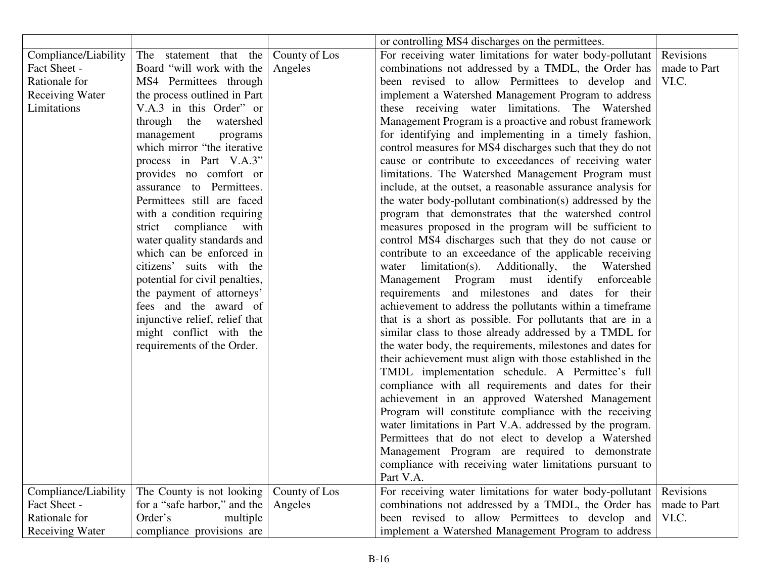| | | | or controlling MS4 discharges on the permittees. | |
|---|---|---|---|---|
| Compliance/Liability Fact Sheet - Rationale for Receiving Water Limitations | The statement that the Board "will work with the MS4 Permittees through the process outlined in Part V.A.3 in this Order" or through the watershed management programs which mirror "the iterative process in Part V.A.3" provides no comfort or assurance to Permittees. Permittees still are faced with a condition requiring strict compliance with water quality standards and which can be enforced in citizens' suits with the potential for civil penalties, the payment of attorneys' fees and the award of injunctive relief, relief that might conflict with the requirements of the Order. | County of Los Angeles | For receiving water limitations for water body-pollutant combinations not addressed by a TMDL, the Order has been revised to allow Permittees to develop and implement a Watershed Management Program to address these receiving water limitations. The Watershed Management Program is a proactive and robust framework for identifying and implementing in a timely fashion, control measures for MS4 discharges such that they do not cause or contribute to exceedances of receiving water limitations. The Watershed Management Program must include, at the outset, a reasonable assurance analysis for the water body-pollutant combination(s) addressed by the program that demonstrates that the watershed control measures proposed in the program will be sufficient to control MS4 discharges such that they do not cause or contribute to an exceedance of the applicable receiving water limitation(s). Additionally, the Watershed Management Program must identify enforceable requirements and milestones and dates for their achievement to address the pollutants within a timeframe that is a short as possible. For pollutants that are in a similar class to those already addressed by a TMDL for the water body, the requirements, milestones and dates for their achievement must align with those established in the TMDL implementation schedule. A Permittee's full compliance with all requirements and dates for their achievement in an approved Watershed Management Program will constitute compliance with the receiving water limitations in Part V.A. addressed by the program. Permittees that do not elect to develop a Watershed Management Program are required to demonstrate compliance with receiving water limitations pursuant to Part V.A. | Revisions made to Part VI.C. |
| Compliance/Liability Fact Sheet - Rationale for Receiving Water | The County is not looking for a "safe harbor," and the Order's multiple compliance provisions are | County of Los Angeles | For receiving water limitations for water body-pollutant combinations not addressed by a TMDL, the Order has been revised to allow Permittees to develop and implement a Watershed Management Program to address | Revisions made to Part VI.C. |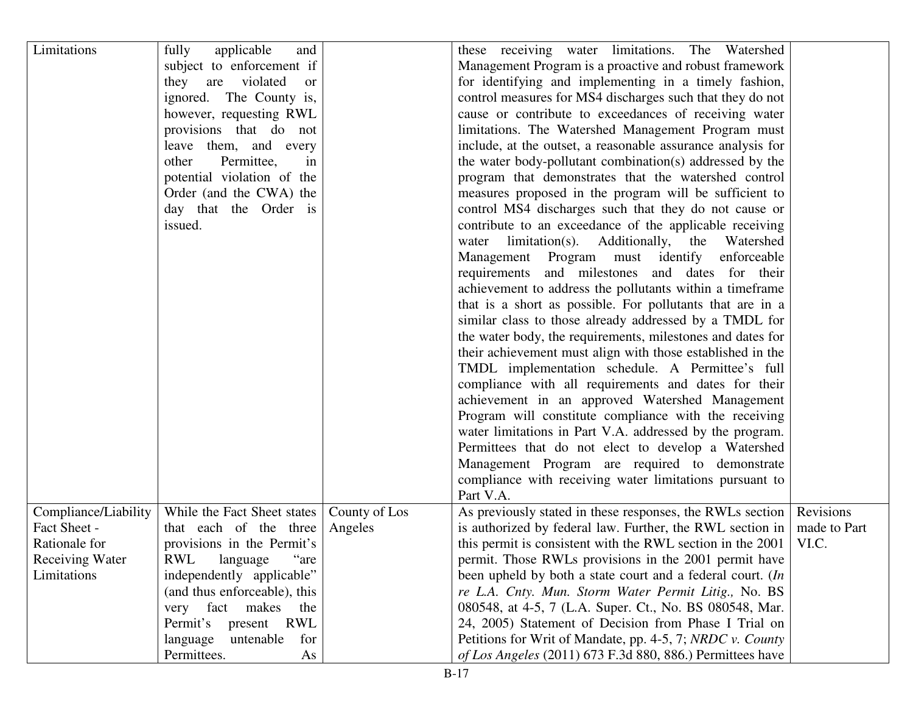| | | | | |
|---|---|---|---|---|
| Limitations | fully applicable and subject to enforcement if they are violated or ignored. The County is, however, requesting RWL provisions that do not leave them, and every other Permittee, in potential violation of the Order (and the CWA) the day that the Order is issued. | | these receiving water limitations. The Watershed Management Program is a proactive and robust framework for identifying and implementing in a timely fashion, control measures for MS4 discharges such that they do not cause or contribute to exceedances of receiving water limitations. The Watershed Management Program must include, at the outset, a reasonable assurance analysis for the water body-pollutant combination(s) addressed by the program that demonstrates that the watershed control measures proposed in the program will be sufficient to control MS4 discharges such that they do not cause or contribute to an exceedance of the applicable receiving water limitation(s). Additionally, the Watershed Management Program must identify enforceable requirements and milestones and dates for their achievement to address the pollutants within a timeframe that is a short as possible. For pollutants that are in a similar class to those already addressed by a TMDL for the water body, the requirements, milestones and dates for their achievement must align with those established in the TMDL implementation schedule. A Permittee's full compliance with all requirements and dates for their achievement in an approved Watershed Management Program will constitute compliance with the receiving water limitations in Part V.A. addressed by the program. Permittees that do not elect to develop a Watershed Management Program are required to demonstrate compliance with receiving water limitations pursuant to Part V.A. | |
| Compliance/Liability Fact Sheet - Rationale for Receiving Water Limitations | While the Fact Sheet states that each of the three provisions in the Permit's RWL language "are independently applicable" (and thus enforceable), this very fact makes the Permit's present RWL language untenable for Permittees. As | County of Los Angeles | As previously stated in these responses, the RWLs section is authorized by federal law. Further, the RWL section in this permit is consistent with the RWL section in the 2001 permit. Those RWLs provisions in the 2001 permit have been upheld by both a state court and a federal court. (*In re L.A. Cnty. Mun. Storm Water Permit Litig.,* No. BS 080548, at 4-5, 7 (L.A. Super. Ct., No. BS 080548, Mar. 24, 2005) Statement of Decision from Phase I Trial on Petitions for Writ of Mandate, pp. 4-5, 7; *NRDC v. County of Los Angeles* (2011) 673 F.3d 880, 886.) Permittees have | Revisions made to Part VI.C. |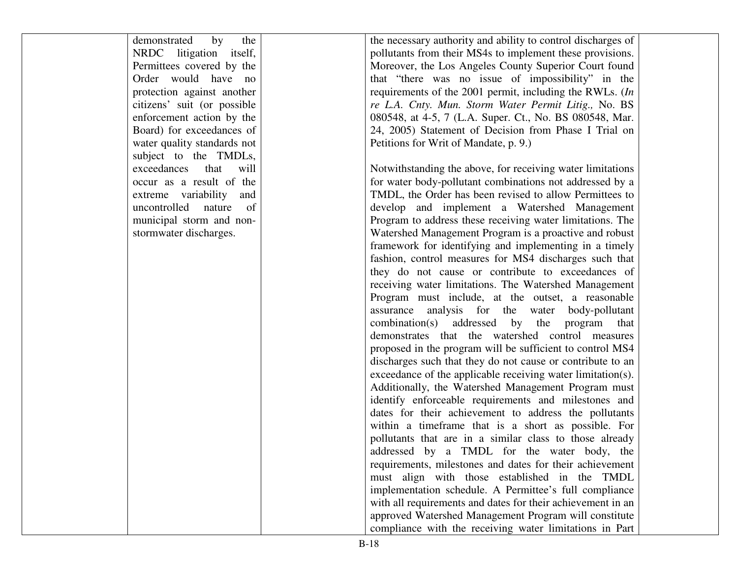| | | | | |
|---|---|---|---|---|
| | demonstrated by the NRDC litigation itself, Permittees covered by the Order would have no protection against another citizens' suit (or possible enforcement action by the Board) for exceedances of water quality standards not subject to the TMDLs, exceedances that will occur as a result of the extreme variability and uncontrolled nature of municipal storm and non-stormwater discharges. | | the necessary authority and ability to control discharges of pollutants from their MS4s to implement these provisions. Moreover, the Los Angeles County Superior Court found that "there was no issue of impossibility" in the requirements of the 2001 permit, including the RWLs. (*In re L.A. Cnty. Mun. Storm Water Permit Litig.,* No. BS 080548, at 4-5, 7 (L.A. Super. Ct., No. BS 080548, Mar. 24, 2005) Statement of Decision from Phase I Trial on Petitions for Writ of Mandate, p. 9.)<br><br>Notwithstanding the above, for receiving water limitations for water body-pollutant combinations not addressed by a TMDL, the Order has been revised to allow Permittees to develop and implement a Watershed Management Program to address these receiving water limitations. The Watershed Management Program is a proactive and robust framework for identifying and implementing in a timely fashion, control measures for MS4 discharges such that they do not cause or contribute to exceedances of receiving water limitations. The Watershed Management Program must include, at the outset, a reasonable assurance analysis for the water body-pollutant combination(s) addressed by the program that demonstrates that the watershed control measures proposed in the program will be sufficient to control MS4 discharges such that they do not cause or contribute to an exceedance of the applicable receiving water limitation(s). Additionally, the Watershed Management Program must identify enforceable requirements and milestones and dates for their achievement to address the pollutants within a timeframe that is a short as possible. For pollutants that are in a similar class to those already addressed by a TMDL for the water body, the requirements, milestones and dates for their achievement must align with those established in the TMDL implementation schedule. A Permittee's full compliance with all requirements and dates for their achievement in an approved Watershed Management Program will constitute compliance with the receiving water limitations in Part | |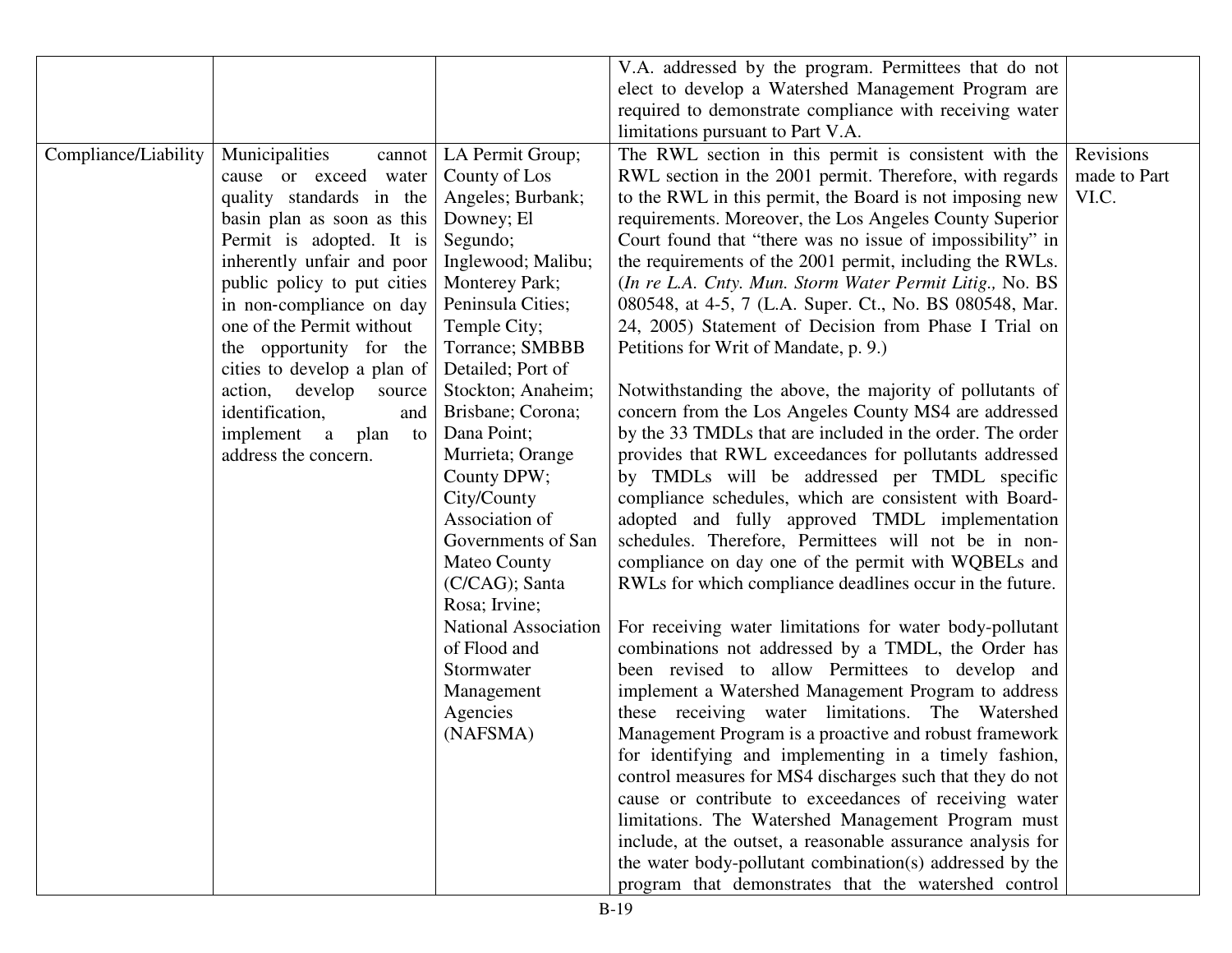| | | | | |
|---|---|---|---|---|
| | | | V.A. addressed by the program. Permittees that do not elect to develop a Watershed Management Program are required to demonstrate compliance with receiving water limitations pursuant to Part V.A. | |
| Compliance/Liability | Municipalities cannot cause or exceed water quality standards in the basin plan as soon as this Permit is adopted. It is inherently unfair and poor public policy to put cities in non-compliance on day one of the Permit without the opportunity for the cities to develop a plan of action, develop source identification, and implement a plan to address the concern. | LA Permit Group; County of Los Angeles; Burbank; Downey; El Segundo; Inglewood; Malibu; Monterey Park; Peninsula Cities; Temple City; Torrance; SMBBB Detailed; Port of Stockton; Anaheim; Brisbane; Corona; Dana Point; Murrieta; Orange County DPW; City/County Association of Governments of San Mateo County (C/CAG); Santa Rosa; Irvine; National Association of Flood and Stormwater Management Agencies (NAFSMA) | The RWL section in this permit is consistent with the RWL section in the 2001 permit. Therefore, with regards to the RWL in this permit, the Board is not imposing new requirements. Moreover, the Los Angeles County Superior Court found that "there was no issue of impossibility" in the requirements of the 2001 permit, including the RWLs. (*In re L.A. Cnty. Mun. Storm Water Permit Litig.,* No. BS 080548, at 4-5, 7 (L.A. Super. Ct., No. BS 080548, Mar. 24, 2005) Statement of Decision from Phase I Trial on Petitions for Writ of Mandate, p. 9.)<br><br>Notwithstanding the above, the majority of pollutants of concern from the Los Angeles County MS4 are addressed by the 33 TMDLs that are included in the order. The order provides that RWL exceedances for pollutants addressed by TMDLs will be addressed per TMDL specific compliance schedules, which are consistent with Board-adopted and fully approved TMDL implementation schedules. Therefore, Permittees will not be in non-compliance on day one of the permit with WQBELs and RWLs for which compliance deadlines occur in the future.<br><br>For receiving water limitations for water body-pollutant combinations not addressed by a TMDL, the Order has been revised to allow Permittees to develop and implement a Watershed Management Program to address these receiving water limitations. The Watershed Management Program is a proactive and robust framework for identifying and implementing in a timely fashion, control measures for MS4 discharges such that they do not cause or contribute to exceedances of receiving water limitations. The Watershed Management Program must include, at the outset, a reasonable assurance analysis for the water body-pollutant combination(s) addressed by the program that demonstrates that the watershed control | Revisions made to Part VI.C. |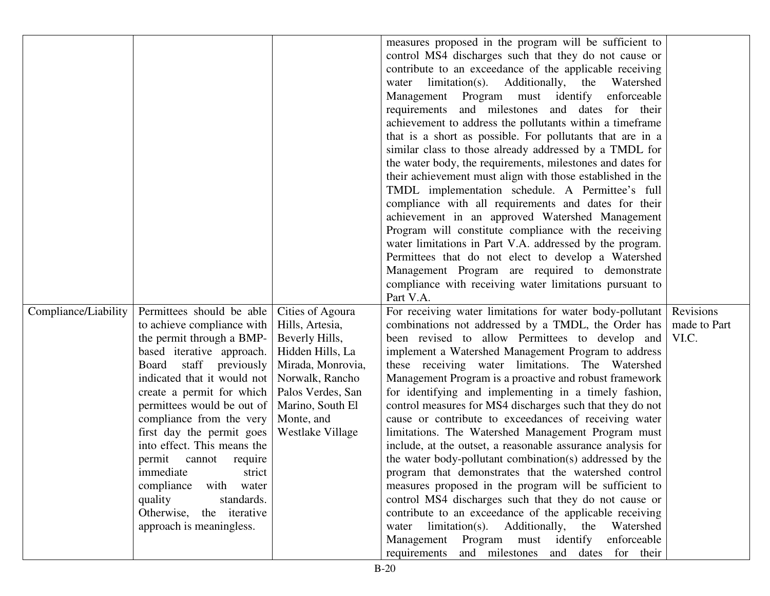| | | | | |
|---|---|---|---|---|
| | | | measures proposed in the program will be sufficient to control MS4 discharges such that they do not cause or contribute to an exceedance of the applicable receiving water limitation(s). Additionally, the Watershed Management Program must identify enforceable requirements and milestones and dates for their achievement to address the pollutants within a timeframe that is a short as possible. For pollutants that are in a similar class to those already addressed by a TMDL for the water body, the requirements, milestones and dates for their achievement must align with those established in the TMDL implementation schedule. A Permittee's full compliance with all requirements and dates for their achievement in an approved Watershed Management Program will constitute compliance with the receiving water limitations in Part V.A. addressed by the program. Permittees that do not elect to develop a Watershed Management Program are required to demonstrate compliance with receiving water limitations pursuant to Part V.A. | |
| Compliance/Liability | Permittees should be able to achieve compliance with the permit through a BMP-based iterative approach. Board staff previously indicated that it would not create a permit for which permittees would be out of compliance from the very first day the permit goes into effect. This means the permit cannot require immediate strict compliance with water quality standards. Otherwise, the iterative approach is meaningless. | Cities of Agoura Hills, Artesia, Beverly Hills, Hidden Hills, La Mirada, Monrovia, Norwalk, Rancho Palos Verdes, San Marino, South El Monte, and Westlake Village | For receiving water limitations for water body-pollutant combinations not addressed by a TMDL, the Order has been revised to allow Permittees to develop and implement a Watershed Management Program to address these receiving water limitations. The Watershed Management Program is a proactive and robust framework for identifying and implementing in a timely fashion, control measures for MS4 discharges such that they do not cause or contribute to exceedances of receiving water limitations. The Watershed Management Program must include, at the outset, a reasonable assurance analysis for the water body-pollutant combination(s) addressed by the program that demonstrates that the watershed control measures proposed in the program will be sufficient to control MS4 discharges such that they do not cause or contribute to an exceedance of the applicable receiving water limitation(s). Additionally, the Watershed Management Program must identify enforceable requirements and milestones and dates for their | Revisions made to Part VI.C. |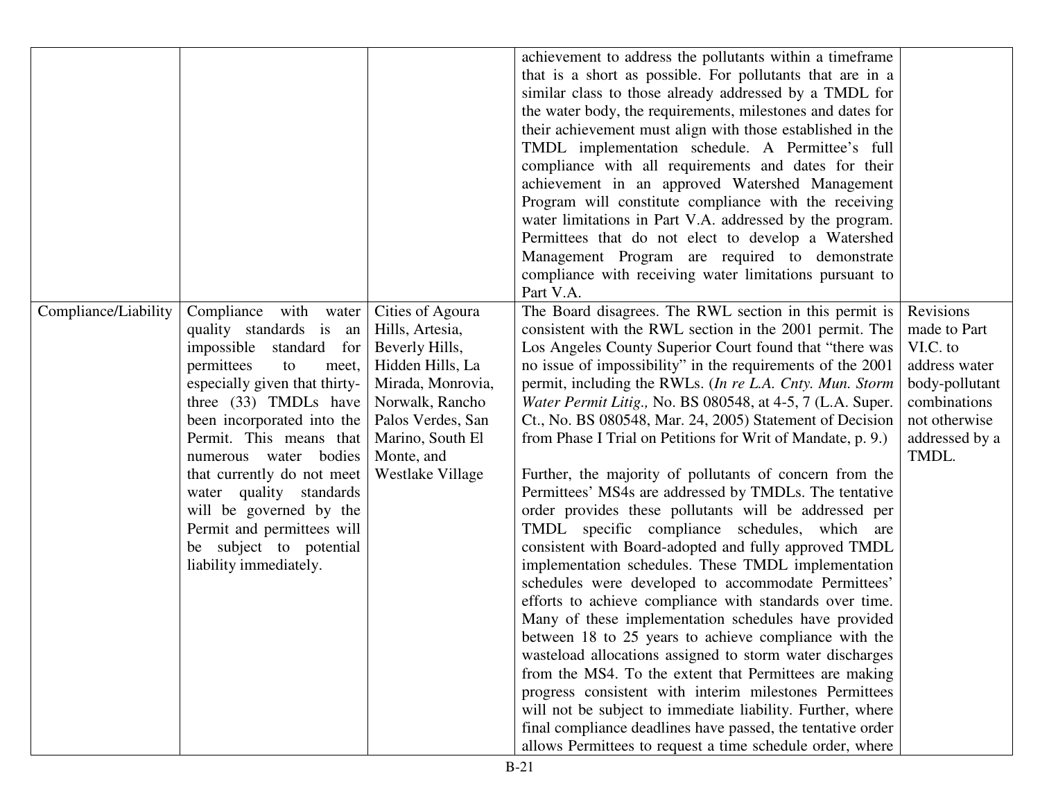| | | | | |
|---|---|---|---|---|
| | | | achievement to address the pollutants within a timeframe that is a short as possible. For pollutants that are in a similar class to those already addressed by a TMDL for the water body, the requirements, milestones and dates for their achievement must align with those established in the TMDL implementation schedule. A Permittee's full compliance with all requirements and dates for their achievement in an approved Watershed Management Program will constitute compliance with the receiving water limitations in Part V.A. addressed by the program. Permittees that do not elect to develop a Watershed Management Program are required to demonstrate compliance with receiving water limitations pursuant to Part V.A. | |
| Compliance/Liability | Compliance with water quality standards is an impossible standard for permittees to meet, especially given that thirty-three (33) TMDLs have been incorporated into the Permit. This means that numerous water bodies that currently do not meet water quality standards will be governed by the Permit and permittees will be subject to potential liability immediately. | Cities of Agoura Hills, Artesia, Beverly Hills, Hidden Hills, La Mirada, Monrovia, Norwalk, Rancho Palos Verdes, San Marino, South El Monte, and Westlake Village | The Board disagrees. The RWL section in this permit is consistent with the RWL section in the 2001 permit. The Los Angeles County Superior Court found that "there was no issue of impossibility" in the requirements of the 2001 permit, including the RWLs. (*In re L.A. Cnty. Mun. Storm Water Permit Litig.,* No. BS 080548, at 4-5, 7 (L.A. Super. Ct., No. BS 080548, Mar. 24, 2005) Statement of Decision from Phase I Trial on Petitions for Writ of Mandate, p. 9.)<br><br>Further, the majority of pollutants of concern from the Permittees' MS4s are addressed by TMDLs. The tentative order provides these pollutants will be addressed per TMDL specific compliance schedules, which are consistent with Board-adopted and fully approved TMDL implementation schedules. These TMDL implementation schedules were developed to accommodate Permittees' efforts to achieve compliance with standards over time. Many of these implementation schedules have provided between 18 to 25 years to achieve compliance with the wasteload allocations assigned to storm water discharges from the MS4. To the extent that Permittees are making progress consistent with interim milestones Permittees will not be subject to immediate liability. Further, where final compliance deadlines have passed, the tentative order allows Permittees to request a time schedule order, where | Revisions made to Part VI.C. to address water body-pollutant combinations not otherwise addressed by a TMDL. |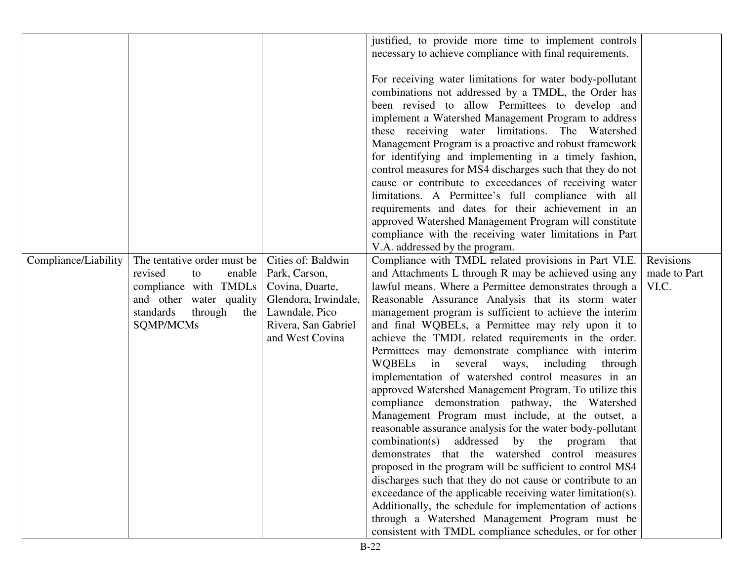| | | | | |
|---|---|---|---|---|
| | | | justified, to provide more time to implement controls necessary to achieve compliance with final requirements.<br><br>For receiving water limitations for water body-pollutant combinations not addressed by a TMDL, the Order has been revised to allow Permittees to develop and implement a Watershed Management Program to address these receiving water limitations. The Watershed Management Program is a proactive and robust framework for identifying and implementing in a timely fashion, control measures for MS4 discharges such that they do not cause or contribute to exceedances of receiving water limitations. A Permittee's full compliance with all requirements and dates for their achievement in an approved Watershed Management Program will constitute compliance with the receiving water limitations in Part V.A. addressed by the program. | |
| Compliance/Liability | The tentative order must be revised to enable compliance with TMDLs and other water quality standards through the SQMP/MCMs | Cities of: Baldwin Park, Carson, Covina, Duarte, Glendora, Irwindale, Lawndale, Pico Rivera, San Gabriel and West Covina | Compliance with TMDL related provisions in Part VI.E. and Attachments L through R may be achieved using any lawful means. Where a Permittee demonstrates through a Reasonable Assurance Analysis that its storm water management program is sufficient to achieve the interim and final WQBELs, a Permittee may rely upon it to achieve the TMDL related requirements in the order. Permittees may demonstrate compliance with interim WQBELs in several ways, including through implementation of watershed control measures in an approved Watershed Management Program. To utilize this compliance demonstration pathway, the Watershed Management Program must include, at the outset, a reasonable assurance analysis for the water body-pollutant combination(s) addressed by the program that demonstrates that the watershed control measures proposed in the program will be sufficient to control MS4 discharges such that they do not cause or contribute to an exceedance of the applicable receiving water limitation(s). Additionally, the schedule for implementation of actions through a Watershed Management Program must be consistent with TMDL compliance schedules, or for other | Revisions made to Part VI.C. |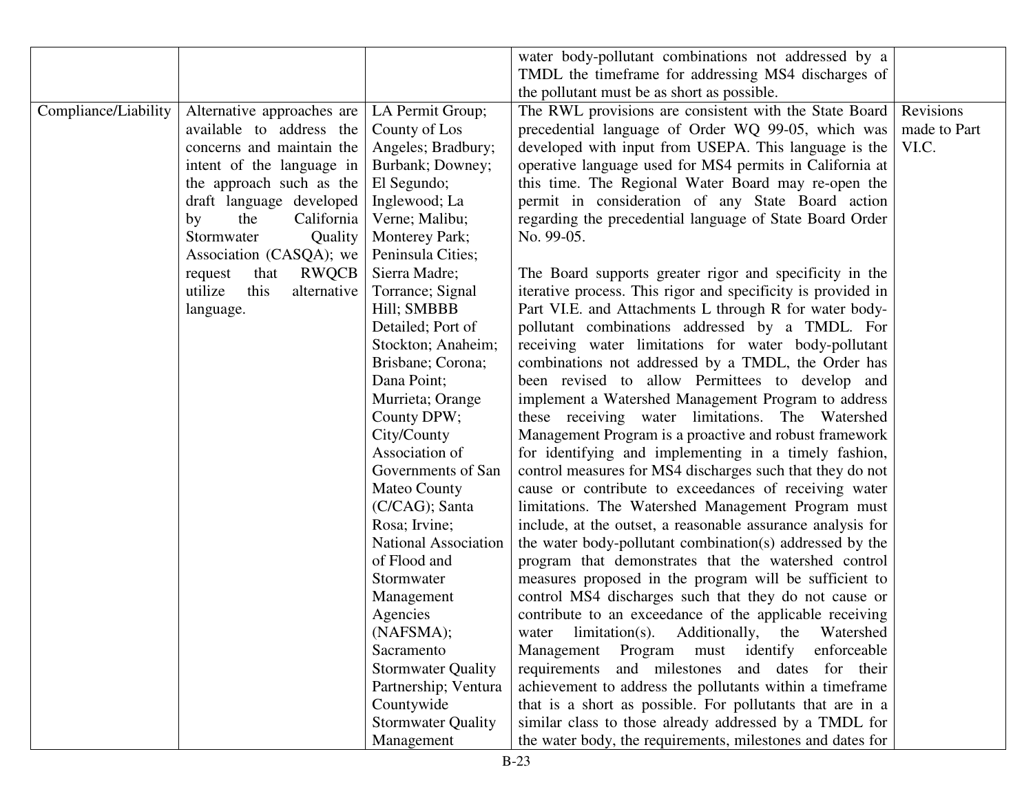| | | | | |
|---|---|---|---|---|
| | | | water body-pollutant combinations not addressed by a TMDL the timeframe for addressing MS4 discharges of the pollutant must be as short as possible. | |
| Compliance/Liability | Alternative approaches are available to address the concerns and maintain the intent of the language in the approach such as the draft language developed by the California Stormwater Quality Association (CASQA); we request that RWQCB utilize this alternative language. | LA Permit Group; County of Los Angeles; Bradbury; Burbank; Downey; El Segundo; Inglewood; La Verne; Malibu; Monterey Park; Peninsula Cities; Sierra Madre; Torrance; Signal Hill; SMBBB Detailed; Port of Stockton; Anaheim; Brisbane; Corona; Dana Point; Murrieta; Orange County DPW; City/County Association of Governments of San Mateo County (C/CAG); Santa Rosa; Irvine; National Association of Flood and Stormwater Management Agencies (NAFSMA); Sacramento Stormwater Quality Partnership; Ventura Countywide Stormwater Quality Management | The RWL provisions are consistent with the State Board precedential language of Order WQ 99-05, which was developed with input from USEPA. This language is the operative language used for MS4 permits in California at this time. The Regional Water Board may re-open the permit in consideration of any State Board action regarding the precedential language of State Board Order No. 99-05.<br><br>The Board supports greater rigor and specificity in the iterative process. This rigor and specificity is provided in Part VI.E. and Attachments L through R for water body-pollutant combinations addressed by a TMDL. For receiving water limitations for water body-pollutant combinations not addressed by a TMDL, the Order has been revised to allow Permittees to develop and implement a Watershed Management Program to address these receiving water limitations. The Watershed Management Program is a proactive and robust framework for identifying and implementing in a timely fashion, control measures for MS4 discharges such that they do not cause or contribute to exceedances of receiving water limitations. The Watershed Management Program must include, at the outset, a reasonable assurance analysis for the water body-pollutant combination(s) addressed by the program that demonstrates that the watershed control measures proposed in the program will be sufficient to control MS4 discharges such that they do not cause or contribute to an exceedance of the applicable receiving water limitation(s). Additionally, the Watershed Management Program must identify enforceable requirements and milestones and dates for their achievement to address the pollutants within a timeframe that is a short as possible. For pollutants that are in a similar class to those already addressed by a TMDL for the water body, the requirements, milestones and dates for | Revisions made to Part VI.C. |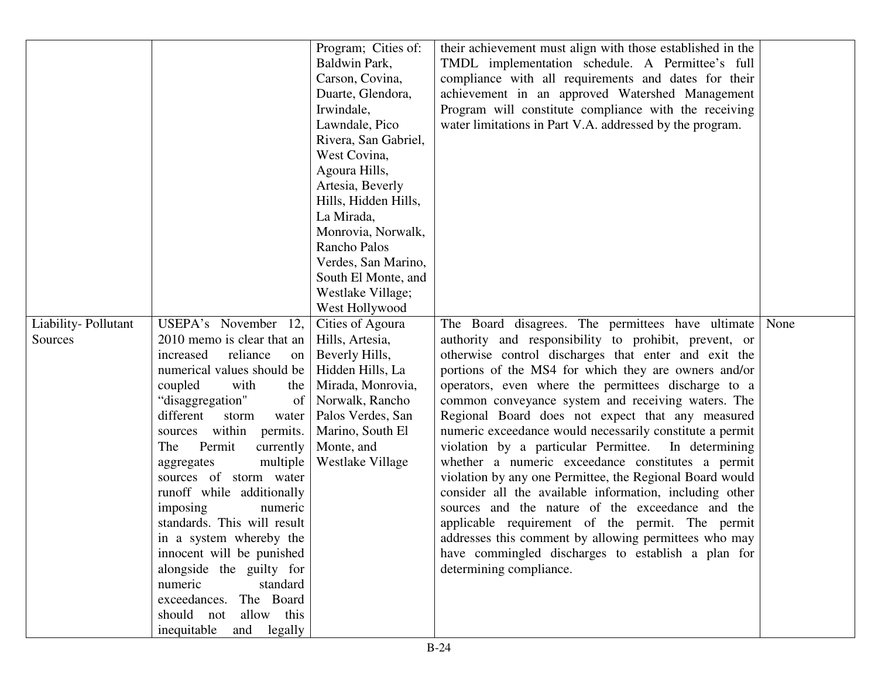| | | | | |
|---|---|---|---|---|
| | | Program; Cities of: Baldwin Park, Carson, Covina, Duarte, Glendora, Irwindale, Lawndale, Pico Rivera, San Gabriel, West Covina, Agoura Hills, Artesia, Beverly Hills, Hidden Hills, La Mirada, Monrovia, Norwalk, Rancho Palos Verdes, San Marino, South El Monte, and Westlake Village; West Hollywood | their achievement must align with those established in the TMDL implementation schedule. A Permittee's full compliance with all requirements and dates for their achievement in an approved Watershed Management Program will constitute compliance with the receiving water limitations in Part V.A. addressed by the program. | |
| Liability- Pollutant Sources | USEPA's November 12, 2010 memo is clear that an increased reliance on numerical values should be coupled with the "disaggregation" of different storm water sources within permits. The Permit currently aggregates multiple sources of storm water runoff while additionally imposing numeric standards. This will result in a system whereby the innocent will be punished alongside the guilty for numeric standard exceedances. The Board should not allow this inequitable and legally | Cities of Agoura Hills, Artesia, Beverly Hills, Hidden Hills, La Mirada, Monrovia, Norwalk, Rancho Palos Verdes, San Marino, South El Monte, and Westlake Village | The Board disagrees. The permittees have ultimate authority and responsibility to prohibit, prevent, or otherwise control discharges that enter and exit the portions of the MS4 for which they are owners and/or operators, even where the permittees discharge to a common conveyance system and receiving waters. The Regional Board does not expect that any measured numeric exceedance would necessarily constitute a permit violation by a particular Permittee. In determining whether a numeric exceedance constitutes a permit violation by any one Permittee, the Regional Board would consider all the available information, including other sources and the nature of the exceedance and the applicable requirement of the permit. The permit addresses this comment by allowing permittees who may have commingled discharges to establish a plan for determining compliance. | None |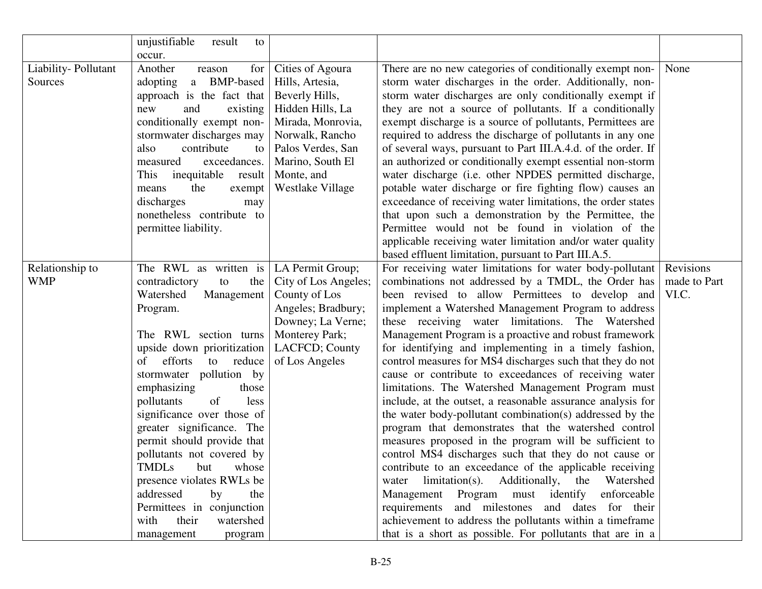| | unjustifiable result to occur. | | | |
|---|---|---|---|---|
| Liability- Pollutant Sources | Another reason for adopting a BMP-based approach is the fact that new and existing conditionally exempt non-stormwater discharges may also contribute to measured exceedances. This inequitable result means the exempt discharges may nonetheless contribute to permittee liability. | Cities of Agoura Hills, Artesia, Beverly Hills, Hidden Hills, La Mirada, Monrovia, Norwalk, Rancho Palos Verdes, San Marino, South El Monte, and Westlake Village | There are no new categories of conditionally exempt non-storm water discharges in the order. Additionally, non-storm water discharges are only conditionally exempt if they are not a source of pollutants. If a conditionally exempt discharge is a source of pollutants, Permittees are required to address the discharge of pollutants in any one of several ways, pursuant to Part III.A.4.d. of the order. If an authorized or conditionally exempt essential non-storm water discharge (i.e. other NPDES permitted discharge, potable water discharge or fire fighting flow) causes an exceedance of receiving water limitations, the order states that upon such a demonstration by the Permittee, the Permittee would not be found in violation of the applicable receiving water limitation and/or water quality based effluent limitation, pursuant to Part III.A.5. | None |
| Relationship to WMP | The RWL as written is contradictory to the Watershed Management Program.<br><br>The RWL section turns upside down prioritization of efforts to reduce stormwater pollution by emphasizing those pollutants of less significance over those of greater significance. The permit should provide that pollutants not covered by TMDLs but whose presence violates RWLs be addressed by the Permittees in conjunction with their watershed management program | LA Permit Group; City of Los Angeles; County of Los Angeles; Bradbury; Downey; La Verne; Monterey Park; LACFCD; County of Los Angeles | For receiving water limitations for water body-pollutant combinations not addressed by a TMDL, the Order has been revised to allow Permittees to develop and implement a Watershed Management Program to address these receiving water limitations. The Watershed Management Program is a proactive and robust framework for identifying and implementing in a timely fashion, control measures for MS4 discharges such that they do not cause or contribute to exceedances of receiving water limitations. The Watershed Management Program must include, at the outset, a reasonable assurance analysis for the water body-pollutant combination(s) addressed by the program that demonstrates that the watershed control measures proposed in the program will be sufficient to control MS4 discharges such that they do not cause or contribute to an exceedance of the applicable receiving water limitation(s). Additionally, the Watershed Management Program must identify enforceable requirements and milestones and dates for their achievement to address the pollutants within a timeframe that is a short as possible. For pollutants that are in a | Revisions made to Part VI.C. |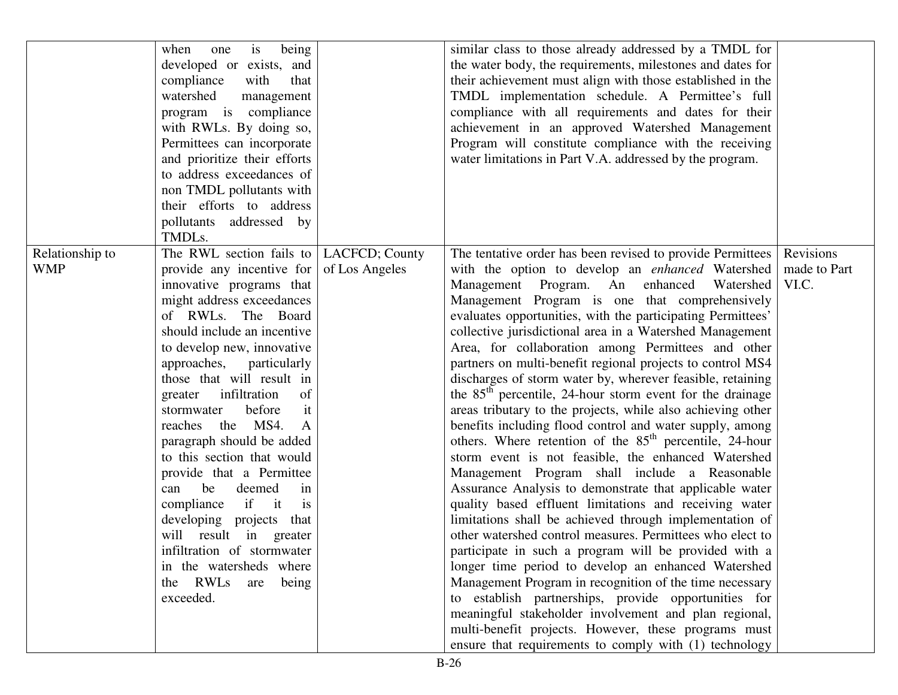| | | | | |
|---|---|---|---|---|
| | when one is being developed or exists, and compliance with that watershed management program is compliance with RWLs. By doing so, Permittees can incorporate and prioritize their efforts to address exceedances of non TMDL pollutants with their efforts to address pollutants addressed by TMDLs. | | similar class to those already addressed by a TMDL for the water body, the requirements, milestones and dates for their achievement must align with those established in the TMDL implementation schedule. A Permittee's full compliance with all requirements and dates for their achievement in an approved Watershed Management Program will constitute compliance with the receiving water limitations in Part V.A. addressed by the program. | |
| Relationship to WMP | The RWL section fails to provide any incentive for innovative programs that might address exceedances of RWLs. The Board should include an incentive to develop new, innovative approaches, particularly those that will result in greater infiltration of stormwater before it reaches the MS4. A paragraph should be added to this section that would provide that a Permittee can be deemed in compliance if it is developing projects that will result in greater infiltration of stormwater in the watersheds where the RWLs are being exceeded. | LACFCD; County of Los Angeles | The tentative order has been revised to provide Permittees with the option to develop an *enhanced* Watershed Management Program. An enhanced Watershed Management Program is one that comprehensively evaluates opportunities, with the participating Permittees' collective jurisdictional area in a Watershed Management Area, for collaboration among Permittees and other partners on multi-benefit regional projects to control MS4 discharges of storm water by, wherever feasible, retaining the $85^{th}$ percentile, 24-hour storm event for the drainage areas tributary to the projects, while also achieving other benefits including flood control and water supply, among others. Where retention of the $85^{th}$ percentile, 24-hour storm event is not feasible, the enhanced Watershed Management Program shall include a Reasonable Assurance Analysis to demonstrate that applicable water quality based effluent limitations and receiving water limitations shall be achieved through implementation of other watershed control measures. Permittees who elect to participate in such a program will be provided with a longer time period to develop an enhanced Watershed Management Program in recognition of the time necessary to establish partnerships, provide opportunities for meaningful stakeholder involvement and plan regional, multi-benefit projects. However, these programs must ensure that requirements to comply with (1) technology | Revisions made to Part VI.C. |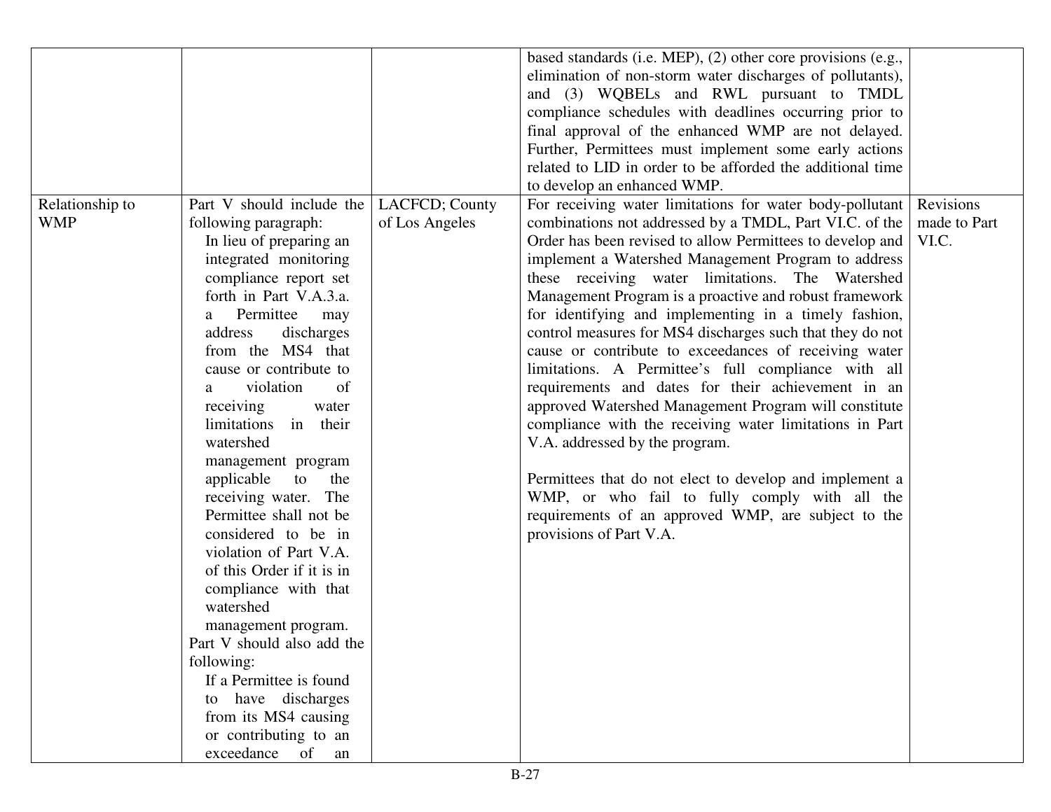| | | | | |
|---|---|---|---|---|
| | | | based standards (i.e. MEP), (2) other core provisions (e.g., elimination of non-storm water discharges of pollutants), and (3) WQBELs and RWL pursuant to TMDL compliance schedules with deadlines occurring prior to final approval of the enhanced WMP are not delayed. Further, Permittees must implement some early actions related to LID in order to be afforded the additional time to develop an enhanced WMP. | |
| Relationship to WMP | Part V should include the following paragraph: In lieu of preparing an integrated monitoring compliance report set forth in Part V.A.3.a. a Permittee may address discharges from the MS4 that cause or contribute to a violation of receiving water limitations in their watershed management program applicable to the receiving water. The Permittee shall not be considered to be in violation of Part V.A. of this Order if it is in compliance with that watershed management program. Part V should also add the following: If a Permittee is found to have discharges from its MS4 causing or contributing to an exceedance of an | LACFCD; County of Los Angeles | For receiving water limitations for water body-pollutant combinations not addressed by a TMDL, Part VI.C. of the Order has been revised to allow Permittees to develop and implement a Watershed Management Program to address these receiving water limitations. The Watershed Management Program is a proactive and robust framework for identifying and implementing in a timely fashion, control measures for MS4 discharges such that they do not cause or contribute to exceedances of receiving water limitations. A Permittee's full compliance with all requirements and dates for their achievement in an approved Watershed Management Program will constitute compliance with the receiving water limitations in Part V.A. addressed by the program.<br><br>Permittees that do not elect to develop and implement a WMP, or who fail to fully comply with all the requirements of an approved WMP, are subject to the provisions of Part V.A. | Revisions made to Part VI.C. |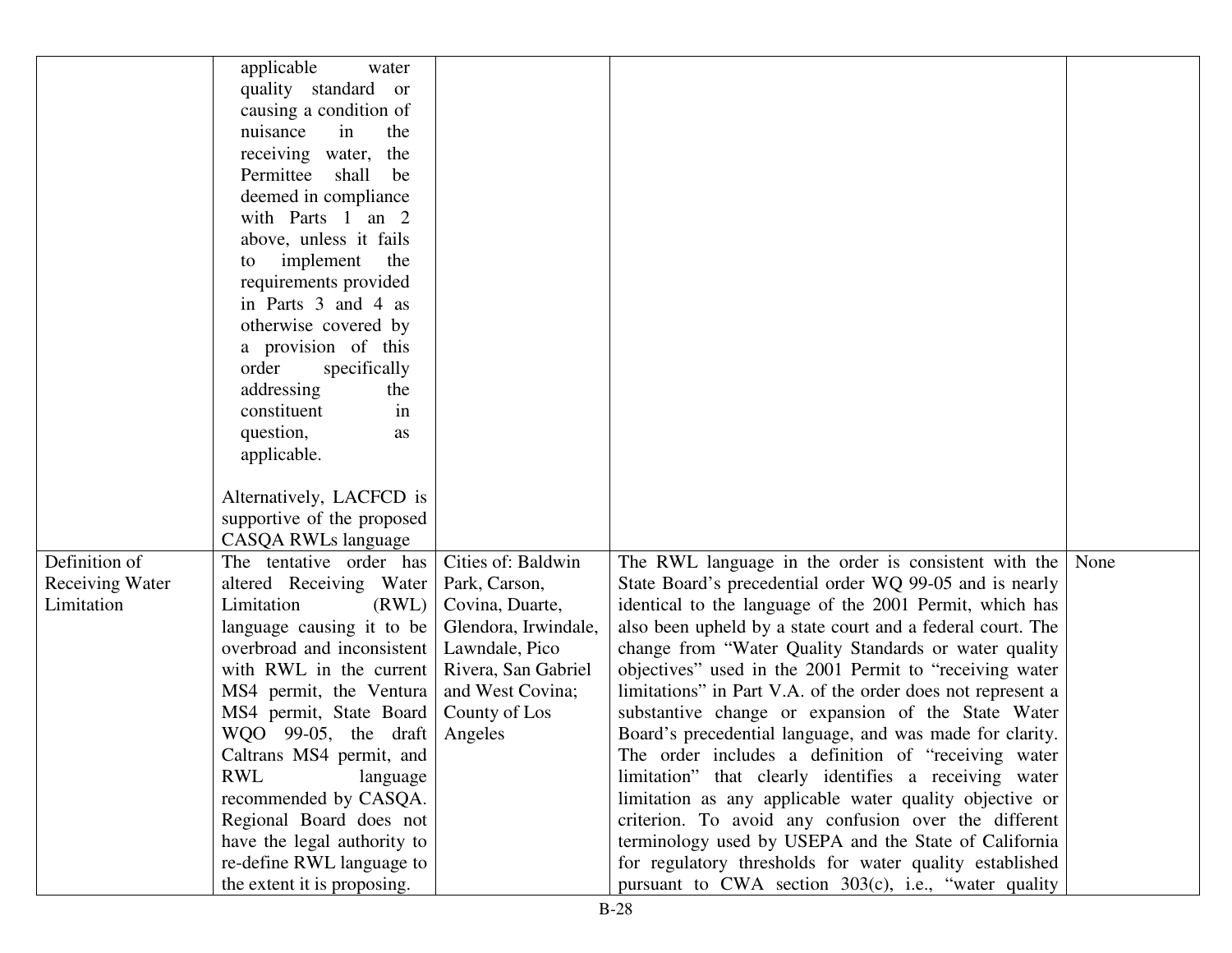| | | | | |
|---|---|---|---|---|
| | applicable water quality standard or causing a condition of nuisance in the receiving water, the Permittee shall be deemed in compliance with Parts 1 an 2 above, unless it fails to implement the requirements provided in Parts 3 and 4 as otherwise covered by a provision of this order specifically addressing the constituent in question, as applicable.<br><br>Alternatively, LACFCD is supportive of the proposed CASQA RWLs language | | | |
| Definition of Receiving Water Limitation | The tentative order has altered Receiving Water Limitation (RWL) language causing it to be overbroad and inconsistent with RWL in the current MS4 permit, the Ventura MS4 permit, State Board WQO 99-05, the draft Caltrans MS4 permit, and RWL language recommended by CASQA. Regional Board does not have the legal authority to re-define RWL language to the extent it is proposing. | Cities of: Baldwin Park, Carson, Covina, Duarte, Glendora, Irwindale, Lawndale, Pico Rivera, San Gabriel and West Covina; County of Los Angeles | The RWL language in the order is consistent with the State Board's precedential order WQ 99-05 and is nearly identical to the language of the 2001 Permit, which has also been upheld by a state court and a federal court. The change from "Water Quality Standards or water quality objectives" used in the 2001 Permit to "receiving water limitations" in Part V.A. of the order does not represent a substantive change or expansion of the State Water Board's precedential language, and was made for clarity. The order includes a definition of "receiving water limitation" that clearly identifies a receiving water limitation as any applicable water quality objective or criterion. To avoid any confusion over the different terminology used by USEPA and the State of California for regulatory thresholds for water quality established pursuant to CWA section 303(c), i.e., "water quality | None |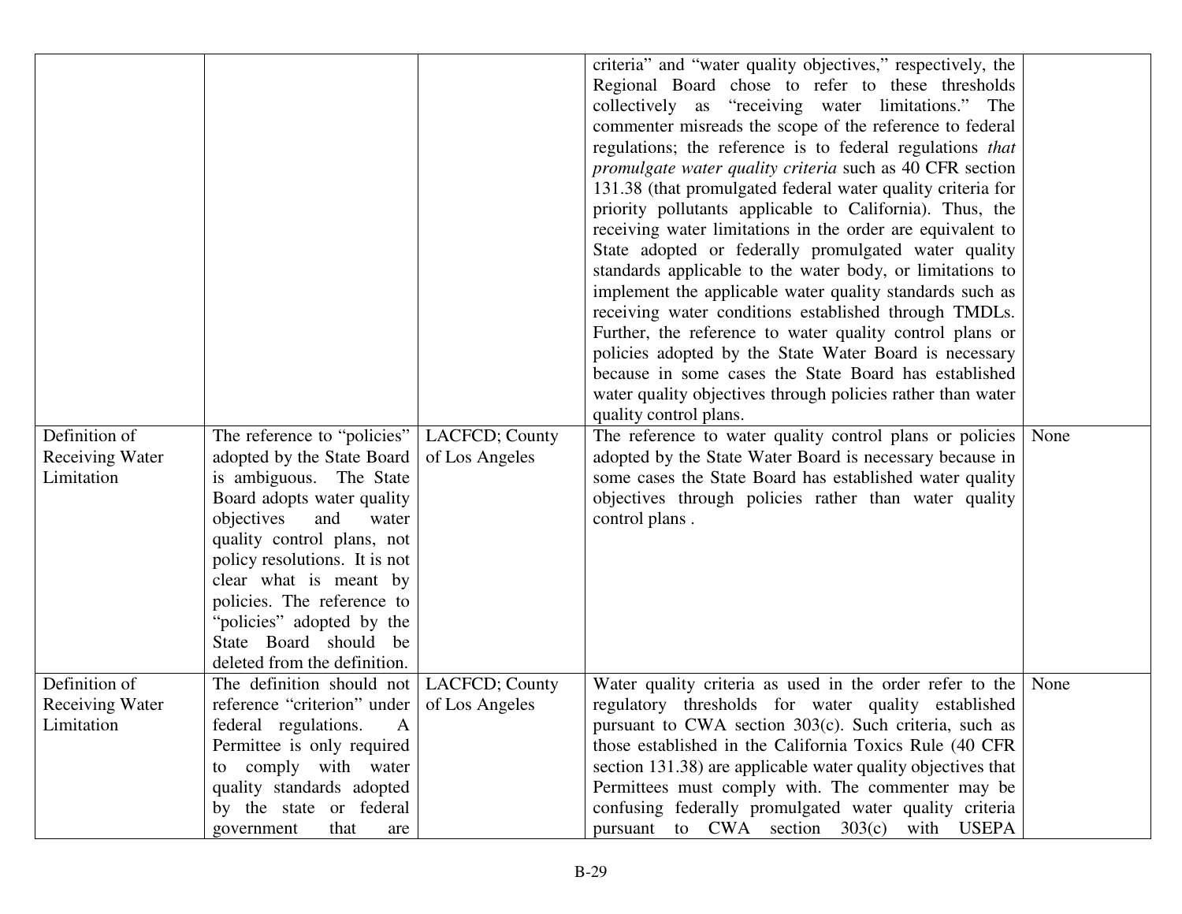| | | | | |
|---|---|---|---|---|
| | | | criteria" and "water quality objectives," respectively, the Regional Board chose to refer to these thresholds collectively as "receiving water limitations." The commenter misreads the scope of the reference to federal regulations; the reference is to federal regulations *that promulgate water quality criteria* such as 40 CFR section 131.38 (that promulgated federal water quality criteria for priority pollutants applicable to California). Thus, the receiving water limitations in the order are equivalent to State adopted or federally promulgated water quality standards applicable to the water body, or limitations to implement the applicable water quality standards such as receiving water conditions established through TMDLs. Further, the reference to water quality control plans or policies adopted by the State Water Board is necessary because in some cases the State Board has established water quality objectives through policies rather than water quality control plans. | |
| Definition of Receiving Water Limitation | The reference to "policies" adopted by the State Board is ambiguous. The State Board adopts water quality objectives and water quality control plans, not policy resolutions. It is not clear what is meant by policies. The reference to "policies" adopted by the State Board should be deleted from the definition. | LACFCD; County of Los Angeles | The reference to water quality control plans or policies adopted by the State Water Board is necessary because in some cases the State Board has established water quality objectives through policies rather than water quality control plans . | None |
| Definition of Receiving Water Limitation | The definition should not reference "criterion" under federal regulations. A Permittee is only required to comply with water quality standards adopted by the state or federal government that are | LACFCD; County of Los Angeles | Water quality criteria as used in the order refer to the regulatory thresholds for water quality established pursuant to CWA section 303(c). Such criteria, such as those established in the California Toxics Rule (40 CFR section 131.38) are applicable water quality objectives that Permittees must comply with. The commenter may be confusing federally promulgated water quality criteria pursuant to CWA section 303(c) with USEPA | None |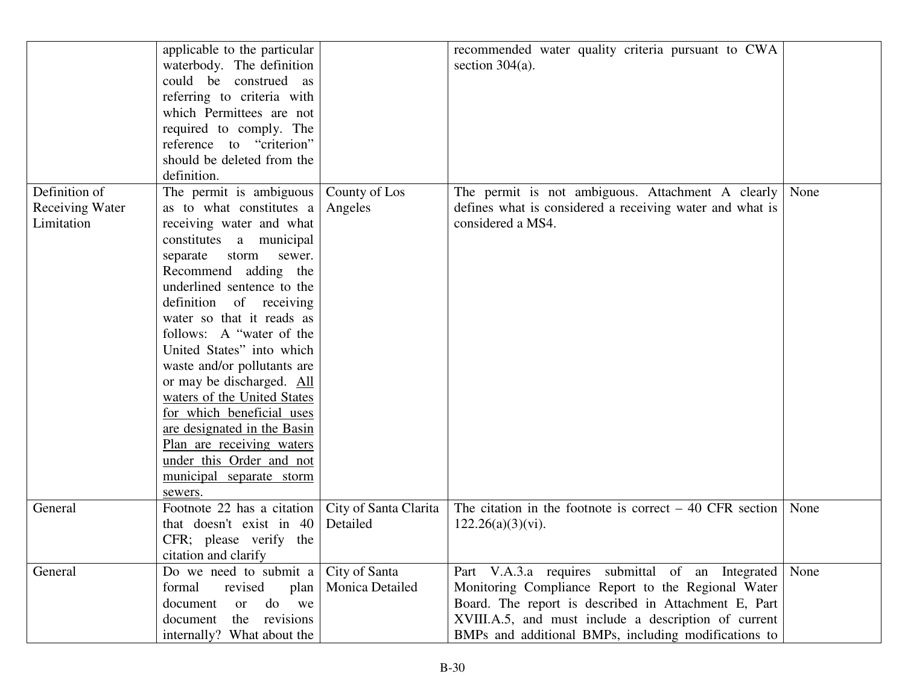| | | | | |
|---|---|---|---|---|
| | applicable to the particular waterbody. The definition could be construed as referring to criteria with which Permittees are not required to comply. The reference to "criterion" should be deleted from the definition. | | recommended water quality criteria pursuant to CWA section 304(a). | |
| Definition of Receiving Water Limitation | The permit is ambiguous as to what constitutes a receiving water and what constitutes a municipal separate storm sewer. Recommend adding the underlined sentence to the definition of receiving water so that it reads as follows: A "water of the United States" into which waste and/or pollutants are or may be discharged. <u>All waters of the United States for which beneficial uses are designated in the Basin Plan are receiving waters under this Order and not municipal separate storm sewers</u>. | County of Los Angeles | The permit is not ambiguous. Attachment A clearly defines what is considered a receiving water and what is considered a MS4. | None |
| General | Footnote 22 has a citation that doesn't exist in 40 CFR; please verify the citation and clarify | City of Santa Clarita Detailed | The citation in the footnote is correct – 40 CFR section 122.26(a)(3)(vi). | None |
| General | Do we need to submit a formal revised plan document or do we document the revisions internally? What about the | City of Santa Monica Detailed | Part V.A.3.a requires submittal of an Integrated Monitoring Compliance Report to the Regional Water Board. The report is described in Attachment E, Part XVIII.A.5, and must include a description of current BMPs and additional BMPs, including modifications to | None |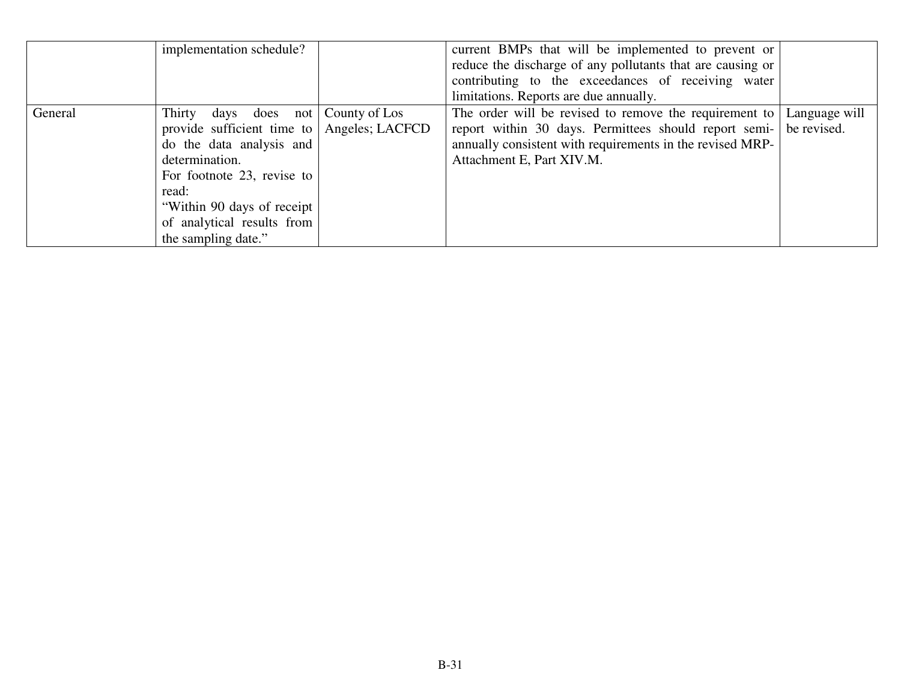| | | | | |
|---|---|---|---|---|
| | implementation schedule? | | current BMPs that will be implemented to prevent or reduce the discharge of any pollutants that are causing or contributing to the exceedances of receiving water limitations. Reports are due annually. | |
| General | Thirty days does not provide sufficient time to do the data analysis and determination.<br>For footnote 23, revise to read:<br>"Within 90 days of receipt of analytical results from the sampling date." | County of Los Angeles; LACFCD | The order will be revised to remove the requirement to report within 30 days. Permittees should report semi-annually consistent with requirements in the revised MRP-Attachment E, Part XIV.M. | Language will be revised. |